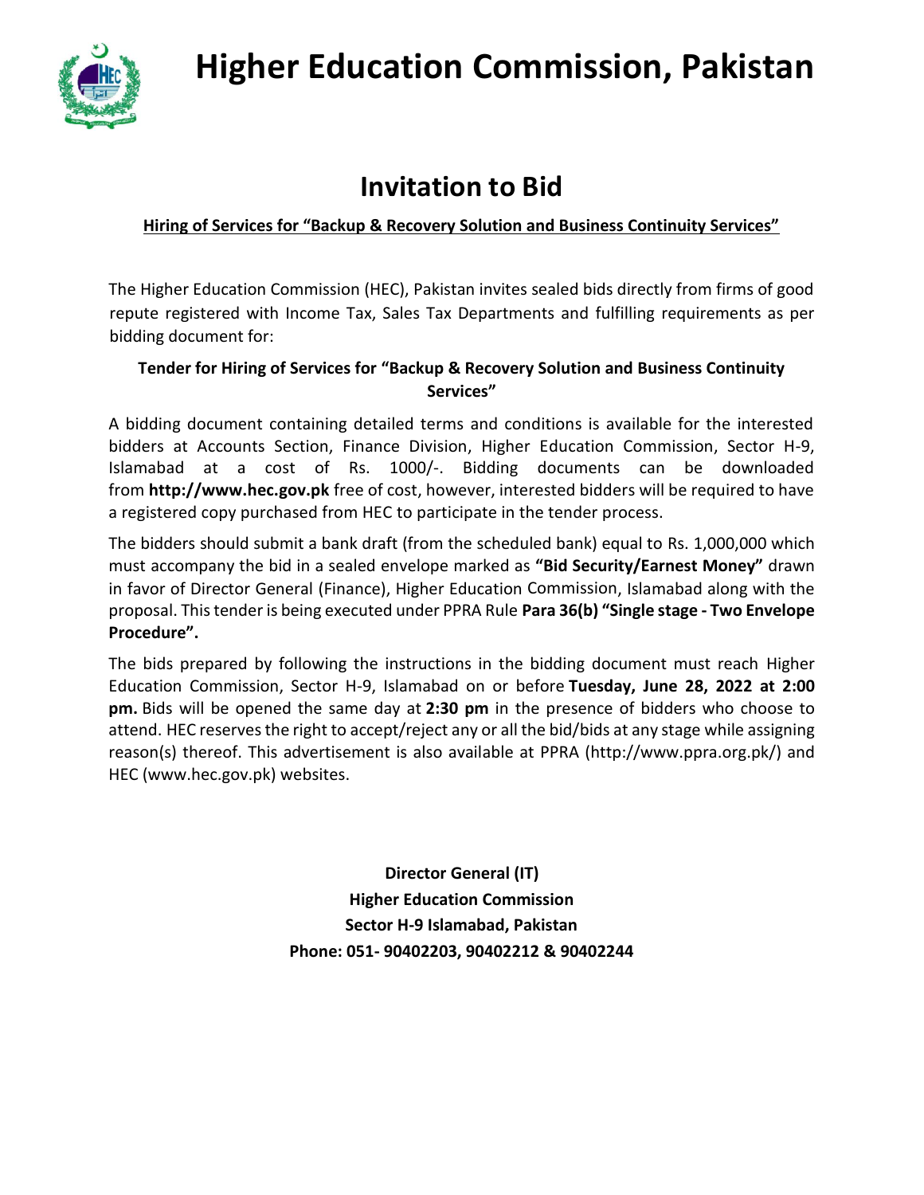# Higher Education Commission, Pakistan

## Invitation to Bid

**Hiring of Services for "Backup & Recovery Solution and Business Continuity Services"**

The Higher Education Commission (HEC), Pakistan invites sealed bids directly from firms of good repute registered with Income Tax, Sales Tax Departments and fulfilling requirements as per bidding document for:

**Tender for Hiring of Services for "Backup & Recovery Solution and Business Continuity Services"**

A bidding document containing detailed terms and conditions is available for the interested bidders at Accounts Section, Finance Division, Higher Education Commission, Sector H-9, Islamabad at a cost of Rs. 1000/-. Bidding documents can be downloaded from **http://www.hec.gov.pk** free of cost, however, interested bidders will be required to have a registered copy purchased from HEC to participate in the tender process.

The bidders should submit a bank draft (from the scheduled bank) equal to Rs. 1,000,000 which must accompany the bid in a sealed envelope marked as **"Bid Security/Earnest Money"** drawn in favor of Director General (Finance), Higher Education Commission, Islamabad along with the proposal. This tender is being executed under PPRA Rule **Para 36(b) "Single stage - Two Envelope Procedure".**

The bids prepared by following the instructions in the bidding document must reach Higher Education Commission, Sector H-9, Islamabad on or before **Tuesday, June 28, 2022 at 2:00 pm.** Bids will be opened the same day at **2:30 pm** in the presence of bidders who choose to attend. HEC reserves the right to accept/reject any or all the bid/bids at any stage while assigning reason(s) thereof. This advertisement is also available at PPRA (http://www.ppra.org.pk/) and HEC (www.hec.gov.pk) websites.

**Director General (IT)**
**Higher Education Commission**
**Sector H-9 Islamabad, Pakistan**
**Phone: 051- 90402203, 90402212 & 90402244**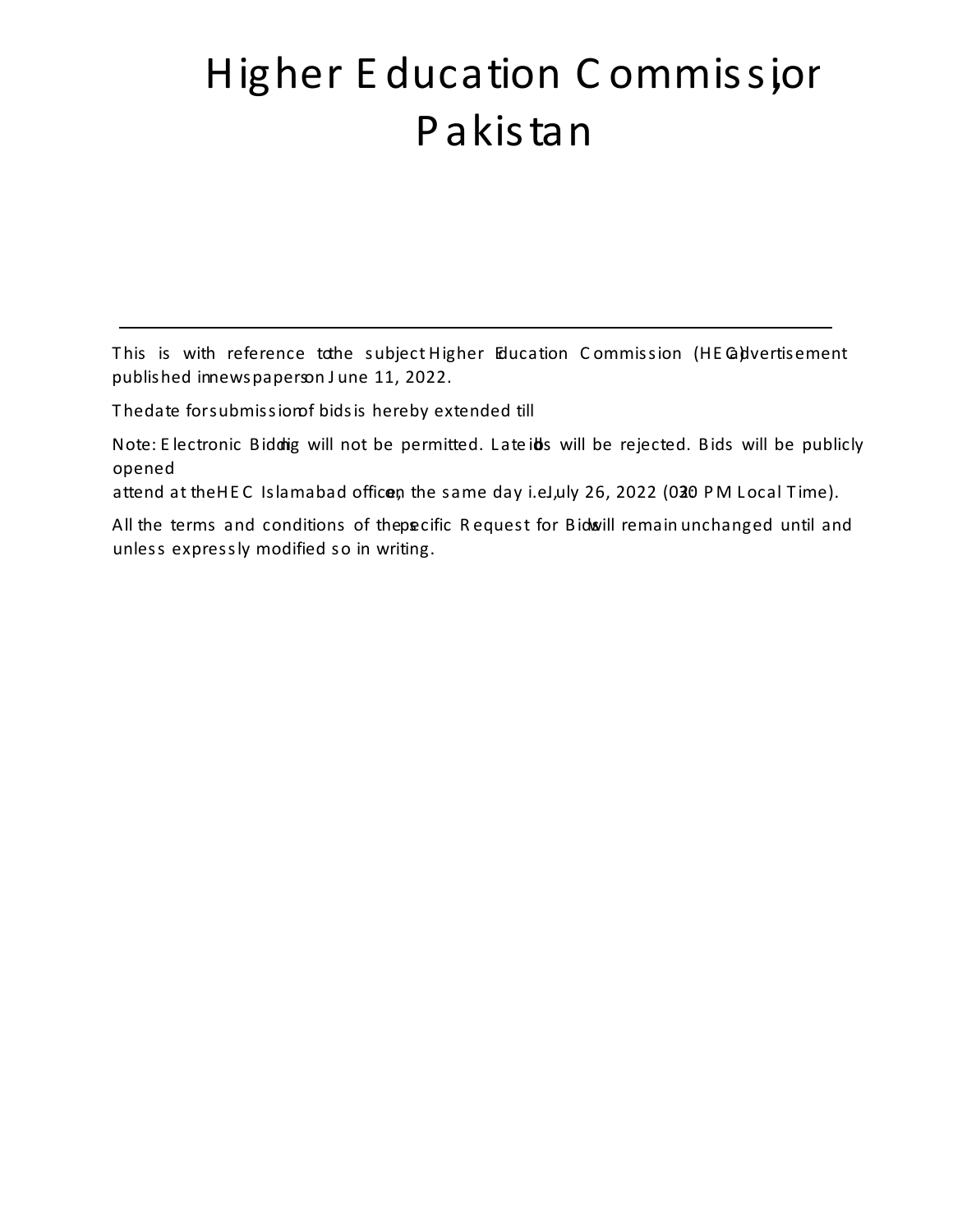# Higher Education Commission, Pakistan

---

This is with reference to the subject Higher Education Commission (HEC) advertisement published in newspapers on June 11, 2022.

The date for submission of bids is hereby extended till

Note: Electronic Bidding will not be permitted. Late bids will be rejected. Bids will be publicly opened

attend at the HEC Islamabad office, on the same day i.e., July 26, 2022 (0330 PM Local Time).

All the terms and conditions of the specific Request for Bids will remain unchanged until and unless expressly modified so in writing.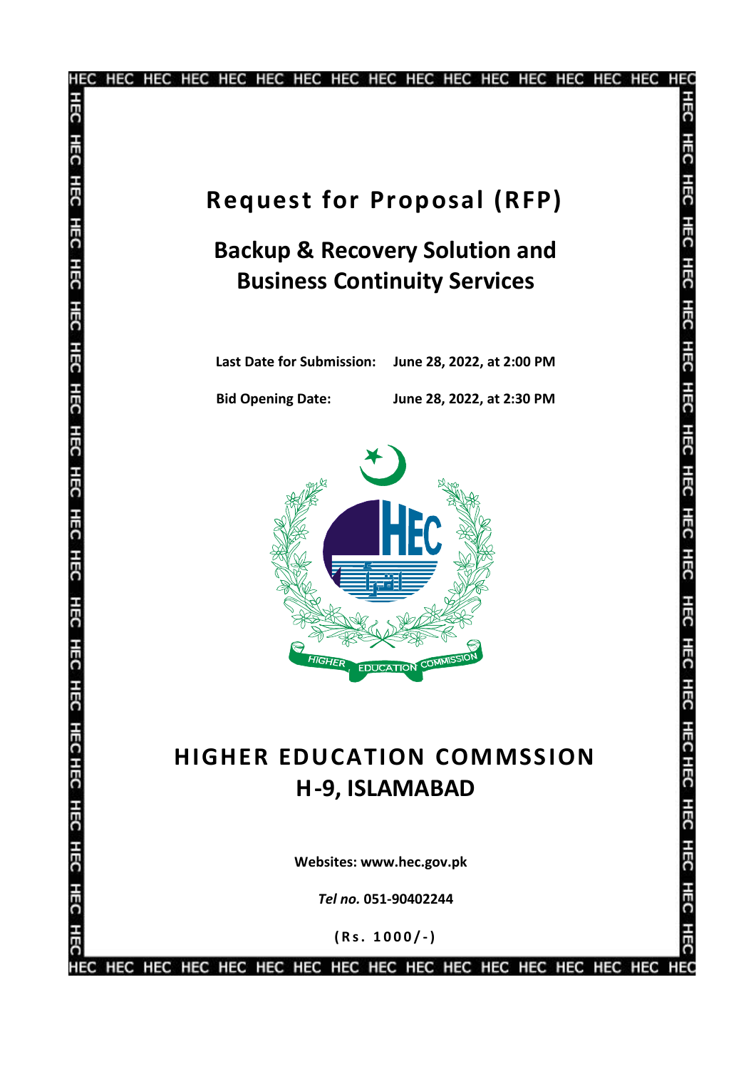# Request for Proposal (RFP)

## Backup & Recovery Solution and Business Continuity Services

**Last Date for Submission:** **June 28, 2022, at 2:00 PM**

**Bid Opening Date:** **June 28, 2022, at 2:30 PM**

# HIGHER EDUCATION COMMSSION
# H-9, ISLAMABAD

**Websites: www.hec.gov.pk**

***Tel no.*** **051-90402244**

**(Rs. 1000/-)**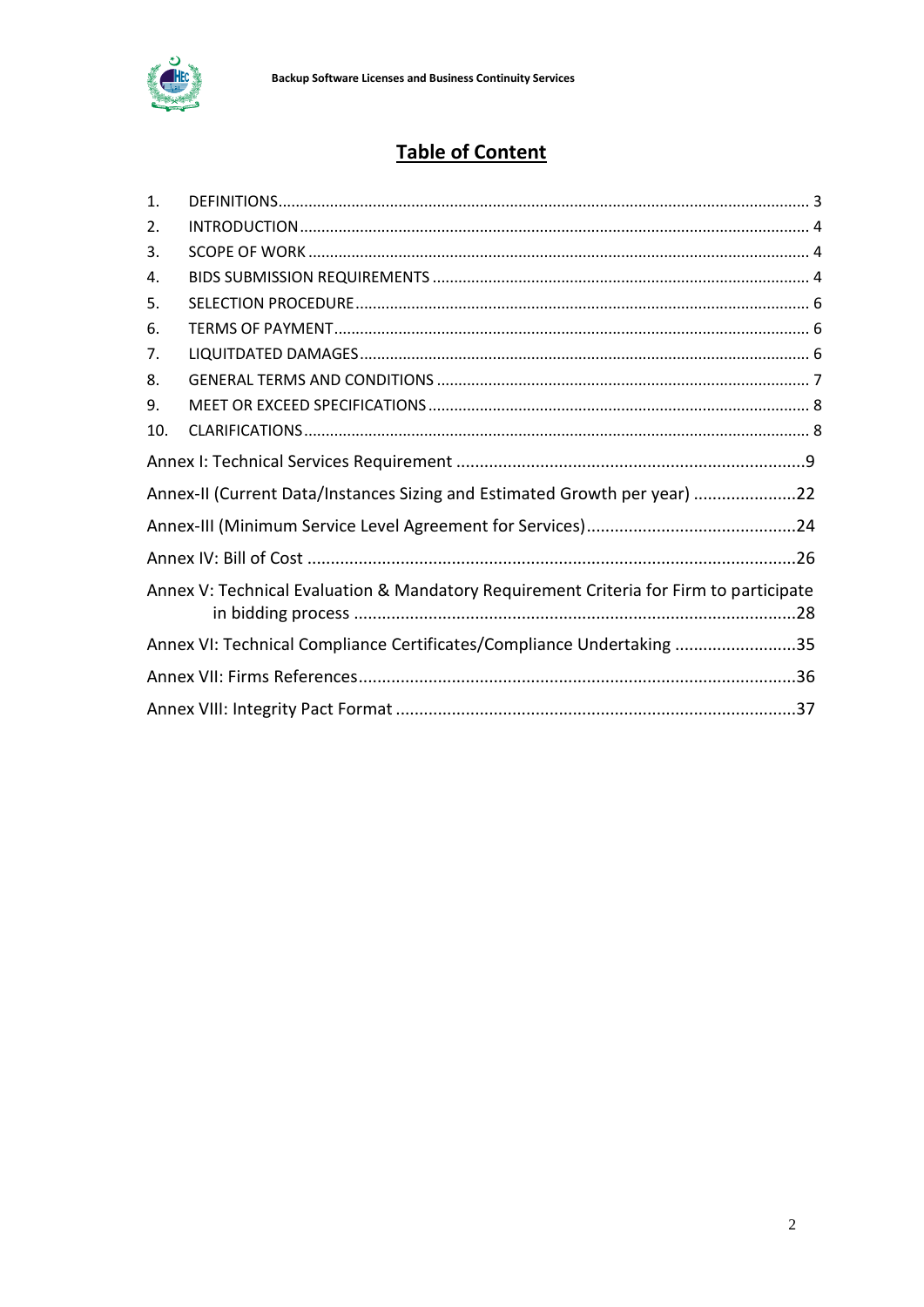# Table of Content

1. DEFINITIONS ........................................................................................................ 3
2. INTRODUCTION .................................................................................................... 4
3. SCOPE OF WORK .................................................................................................. 4
4. BIDS SUBMISSION REQUIREMENTS ..................................................................... 4
5. SELECTION PROCEDURE ...................................................................................... 6
6. TERMS OF PAYMENT ........................................................................................... 6
7. LIQUITDATED DAMAGES ..................................................................................... 6
8. GENERAL TERMS AND CONDITIONS .................................................................... 7
9. MEET OR EXCEED SPECIFICATIONS ...................................................................... 8
10. CLARIFICATIONS .................................................................................................. 8

Annex I: Technical Services Requirement ..........................................................................9

Annex-II (Current Data/Instances Sizing and Estimated Growth per year) ......................22

Annex-III (Minimum Service Level Agreement for Services).............................................24

Annex IV: Bill of Cost ........................................................................................................26

Annex V: Technical Evaluation & Mandatory Requirement Criteria for Firm to participate in bidding process ...............................................................................................28

Annex VI: Technical Compliance Certificates/Compliance Undertaking ..........................35

Annex VII: Firms References.............................................................................................36

Annex VIII: Integrity Pact Format .....................................................................................37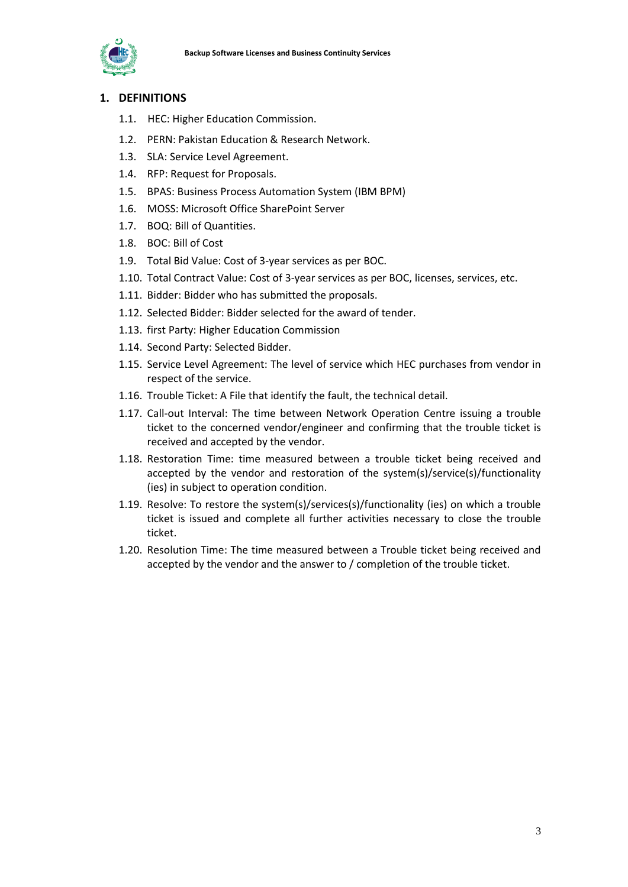# 1. DEFINITIONS

1.1. HEC: Higher Education Commission.

1.2. PERN: Pakistan Education & Research Network.

1.3. SLA: Service Level Agreement.

1.4. RFP: Request for Proposals.

1.5. BPAS: Business Process Automation System (IBM BPM)

1.6. MOSS: Microsoft Office SharePoint Server

1.7. BOQ: Bill of Quantities.

1.8. BOC: Bill of Cost

1.9. Total Bid Value: Cost of 3-year services as per BOC.

1.10. Total Contract Value: Cost of 3-year services as per BOC, licenses, services, etc.

1.11. Bidder: Bidder who has submitted the proposals.

1.12. Selected Bidder: Bidder selected for the award of tender.

1.13. first Party: Higher Education Commission

1.14. Second Party: Selected Bidder.

1.15. Service Level Agreement: The level of service which HEC purchases from vendor in respect of the service.

1.16. Trouble Ticket: A File that identify the fault, the technical detail.

1.17. Call-out Interval: The time between Network Operation Centre issuing a trouble ticket to the concerned vendor/engineer and confirming that the trouble ticket is received and accepted by the vendor.

1.18. Restoration Time: time measured between a trouble ticket being received and accepted by the vendor and restoration of the system(s)/service(s)/functionality (ies) in subject to operation condition.

1.19. Resolve: To restore the system(s)/services(s)/functionality (ies) on which a trouble ticket is issued and complete all further activities necessary to close the trouble ticket.

1.20. Resolution Time: The time measured between a Trouble ticket being received and accepted by the vendor and the answer to / completion of the trouble ticket.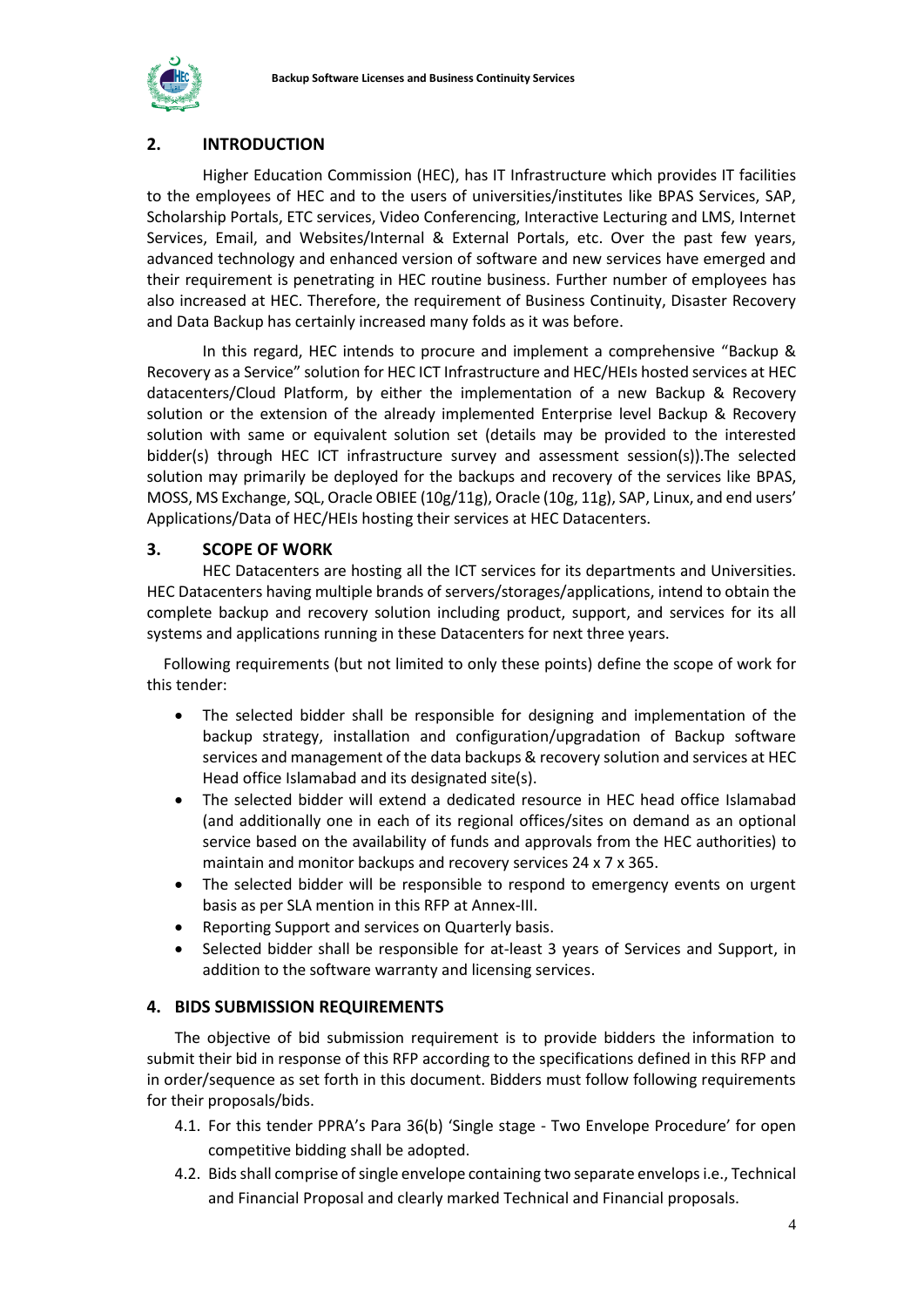## 2. INTRODUCTION

Higher Education Commission (HEC), has IT Infrastructure which provides IT facilities to the employees of HEC and to the users of universities/institutes like BPAS Services, SAP, Scholarship Portals, ETC services, Video Conferencing, Interactive Lecturing and LMS, Internet Services, Email, and Websites/Internal & External Portals, etc. Over the past few years, advanced technology and enhanced version of software and new services have emerged and their requirement is penetrating in HEC routine business. Further number of employees has also increased at HEC. Therefore, the requirement of Business Continuity, Disaster Recovery and Data Backup has certainly increased many folds as it was before.

In this regard, HEC intends to procure and implement a comprehensive "Backup & Recovery as a Service" solution for HEC ICT Infrastructure and HEC/HEIs hosted services at HEC datacenters/Cloud Platform, by either the implementation of a new Backup & Recovery solution or the extension of the already implemented Enterprise level Backup & Recovery solution with same or equivalent solution set (details may be provided to the interested bidder(s) through HEC ICT infrastructure survey and assessment session(s)).The selected solution may primarily be deployed for the backups and recovery of the services like BPAS, MOSS, MS Exchange, SQL, Oracle OBIEE (10g/11g), Oracle (10g, 11g), SAP, Linux, and end users' Applications/Data of HEC/HEIs hosting their services at HEC Datacenters.

## 3. SCOPE OF WORK

HEC Datacenters are hosting all the ICT services for its departments and Universities. HEC Datacenters having multiple brands of servers/storages/applications, intend to obtain the complete backup and recovery solution including product, support, and services for its all systems and applications running in these Datacenters for next three years.

Following requirements (but not limited to only these points) define the scope of work for this tender:

- The selected bidder shall be responsible for designing and implementation of the backup strategy, installation and configuration/upgradation of Backup software services and management of the data backups & recovery solution and services at HEC Head office Islamabad and its designated site(s).
- The selected bidder will extend a dedicated resource in HEC head office Islamabad (and additionally one in each of its regional offices/sites on demand as an optional service based on the availability of funds and approvals from the HEC authorities) to maintain and monitor backups and recovery services 24 x 7 x 365.
- The selected bidder will be responsible to respond to emergency events on urgent basis as per SLA mention in this RFP at Annex-III.
- Reporting Support and services on Quarterly basis.
- Selected bidder shall be responsible for at-least 3 years of Services and Support, in addition to the software warranty and licensing services.

## 4. BIDS SUBMISSION REQUIREMENTS

The objective of bid submission requirement is to provide bidders the information to submit their bid in response of this RFP according to the specifications defined in this RFP and in order/sequence as set forth in this document. Bidders must follow following requirements for their proposals/bids.

4.1. For this tender PPRA's Para 36(b) 'Single stage - Two Envelope Procedure' for open competitive bidding shall be adopted.

4.2. Bids shall comprise of single envelope containing two separate envelops i.e., Technical and Financial Proposal and clearly marked Technical and Financial proposals.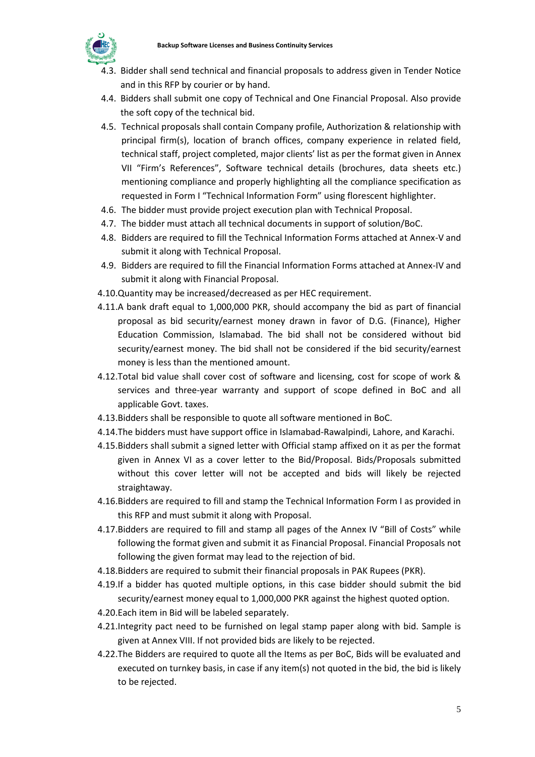4.3. Bidder shall send technical and financial proposals to address given in Tender Notice and in this RFP by courier or by hand.

4.4. Bidders shall submit one copy of Technical and One Financial Proposal. Also provide the soft copy of the technical bid.

4.5. Technical proposals shall contain Company profile, Authorization & relationship with principal firm(s), location of branch offices, company experience in related field, technical staff, project completed, major clients' list as per the format given in Annex VII "Firm's References", Software technical details (brochures, data sheets etc.) mentioning compliance and properly highlighting all the compliance specification as requested in Form I "Technical Information Form" using florescent highlighter.

4.6. The bidder must provide project execution plan with Technical Proposal.

4.7. The bidder must attach all technical documents in support of solution/BoC.

4.8. Bidders are required to fill the Technical Information Forms attached at Annex-V and submit it along with Technical Proposal.

4.9. Bidders are required to fill the Financial Information Forms attached at Annex-IV and submit it along with Financial Proposal.

4.10. Quantity may be increased/decreased as per HEC requirement.

4.11. A bank draft equal to 1,000,000 PKR, should accompany the bid as part of financial proposal as bid security/earnest money drawn in favor of D.G. (Finance), Higher Education Commission, Islamabad. The bid shall not be considered without bid security/earnest money. The bid shall not be considered if the bid security/earnest money is less than the mentioned amount.

4.12. Total bid value shall cover cost of software and licensing, cost for scope of work & services and three-year warranty and support of scope defined in BoC and all applicable Govt. taxes.

4.13. Bidders shall be responsible to quote all software mentioned in BoC.

4.14. The bidders must have support office in Islamabad-Rawalpindi, Lahore, and Karachi.

4.15. Bidders shall submit a signed letter with Official stamp affixed on it as per the format given in Annex VI as a cover letter to the Bid/Proposal. Bids/Proposals submitted without this cover letter will not be accepted and bids will likely be rejected straightaway.

4.16. Bidders are required to fill and stamp the Technical Information Form I as provided in this RFP and must submit it along with Proposal.

4.17. Bidders are required to fill and stamp all pages of the Annex IV "Bill of Costs" while following the format given and submit it as Financial Proposal. Financial Proposals not following the given format may lead to the rejection of bid.

4.18. Bidders are required to submit their financial proposals in PAK Rupees (PKR).

4.19. If a bidder has quoted multiple options, in this case bidder should submit the bid security/earnest money equal to 1,000,000 PKR against the highest quoted option.

4.20. Each item in Bid will be labeled separately.

4.21. Integrity pact need to be furnished on legal stamp paper along with bid. Sample is given at Annex VIII. If not provided bids are likely to be rejected.

4.22. The Bidders are required to quote all the Items as per BoC, Bids will be evaluated and executed on turnkey basis, in case if any item(s) not quoted in the bid, the bid is likely to be rejected.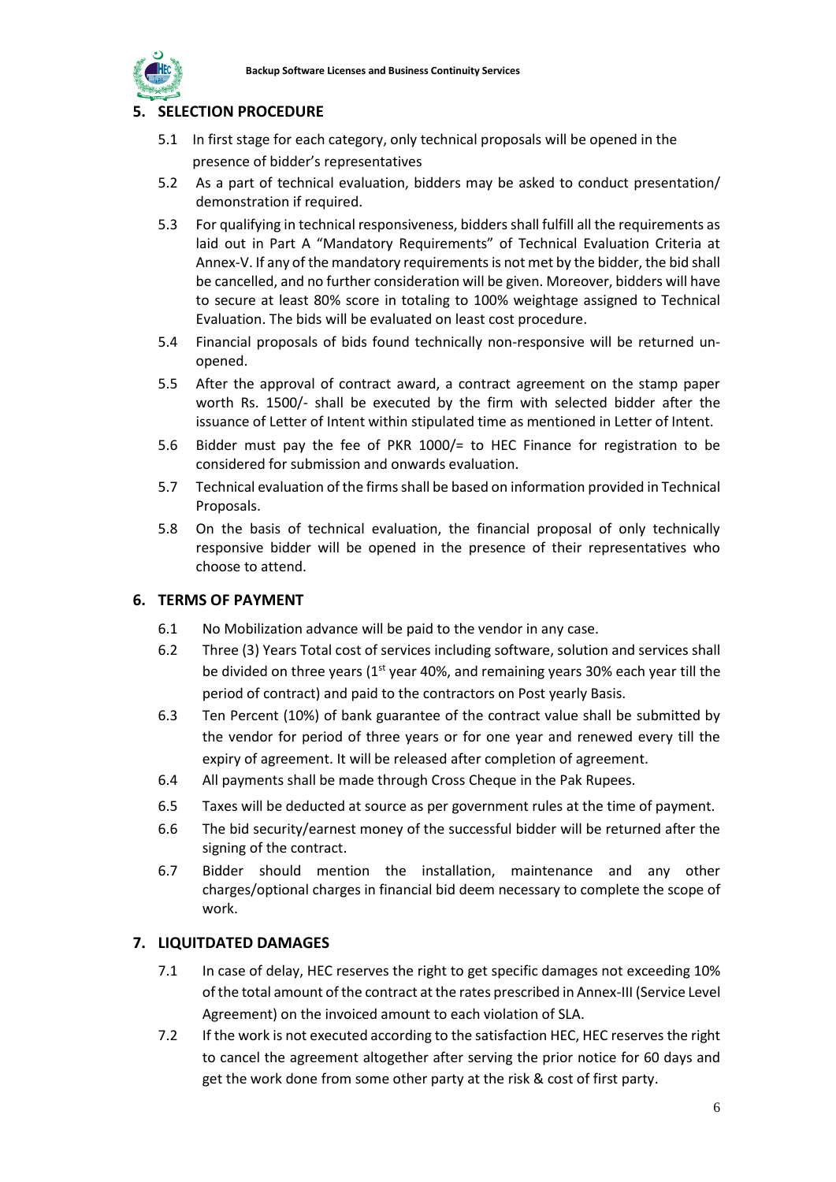## 5. SELECTION PROCEDURE

5.1 In first stage for each category, only technical proposals will be opened in the presence of bidder's representatives

5.2 As a part of technical evaluation, bidders may be asked to conduct presentation/ demonstration if required.

5.3 For qualifying in technical responsiveness, bidders shall fulfill all the requirements as laid out in Part A "Mandatory Requirements" of Technical Evaluation Criteria at Annex-V. If any of the mandatory requirements is not met by the bidder, the bid shall be cancelled, and no further consideration will be given. Moreover, bidders will have to secure at least 80% score in totaling to 100% weightage assigned to Technical Evaluation. The bids will be evaluated on least cost procedure.

5.4 Financial proposals of bids found technically non-responsive will be returned un-opened.

5.5 After the approval of contract award, a contract agreement on the stamp paper worth Rs. 1500/- shall be executed by the firm with selected bidder after the issuance of Letter of Intent within stipulated time as mentioned in Letter of Intent.

5.6 Bidder must pay the fee of PKR 1000/= to HEC Finance for registration to be considered for submission and onwards evaluation.

5.7 Technical evaluation of the firms shall be based on information provided in Technical Proposals.

5.8 On the basis of technical evaluation, the financial proposal of only technically responsive bidder will be opened in the presence of their representatives who choose to attend.

## 6. TERMS OF PAYMENT

6.1 No Mobilization advance will be paid to the vendor in any case.

6.2 Three (3) Years Total cost of services including software, solution and services shall be divided on three years (1st year 40%, and remaining years 30% each year till the period of contract) and paid to the contractors on Post yearly Basis.

6.3 Ten Percent (10%) of bank guarantee of the contract value shall be submitted by the vendor for period of three years or for one year and renewed every till the expiry of agreement. It will be released after completion of agreement.

6.4 All payments shall be made through Cross Cheque in the Pak Rupees.

6.5 Taxes will be deducted at source as per government rules at the time of payment.

6.6 The bid security/earnest money of the successful bidder will be returned after the signing of the contract.

6.7 Bidder should mention the installation, maintenance and any other charges/optional charges in financial bid deem necessary to complete the scope of work.

## 7. LIQUITDATED DAMAGES

7.1 In case of delay, HEC reserves the right to get specific damages not exceeding 10% of the total amount of the contract at the rates prescribed in Annex-III (Service Level Agreement) on the invoiced amount to each violation of SLA.

7.2 If the work is not executed according to the satisfaction HEC, HEC reserves the right to cancel the agreement altogether after serving the prior notice for 60 days and get the work done from some other party at the risk & cost of first party.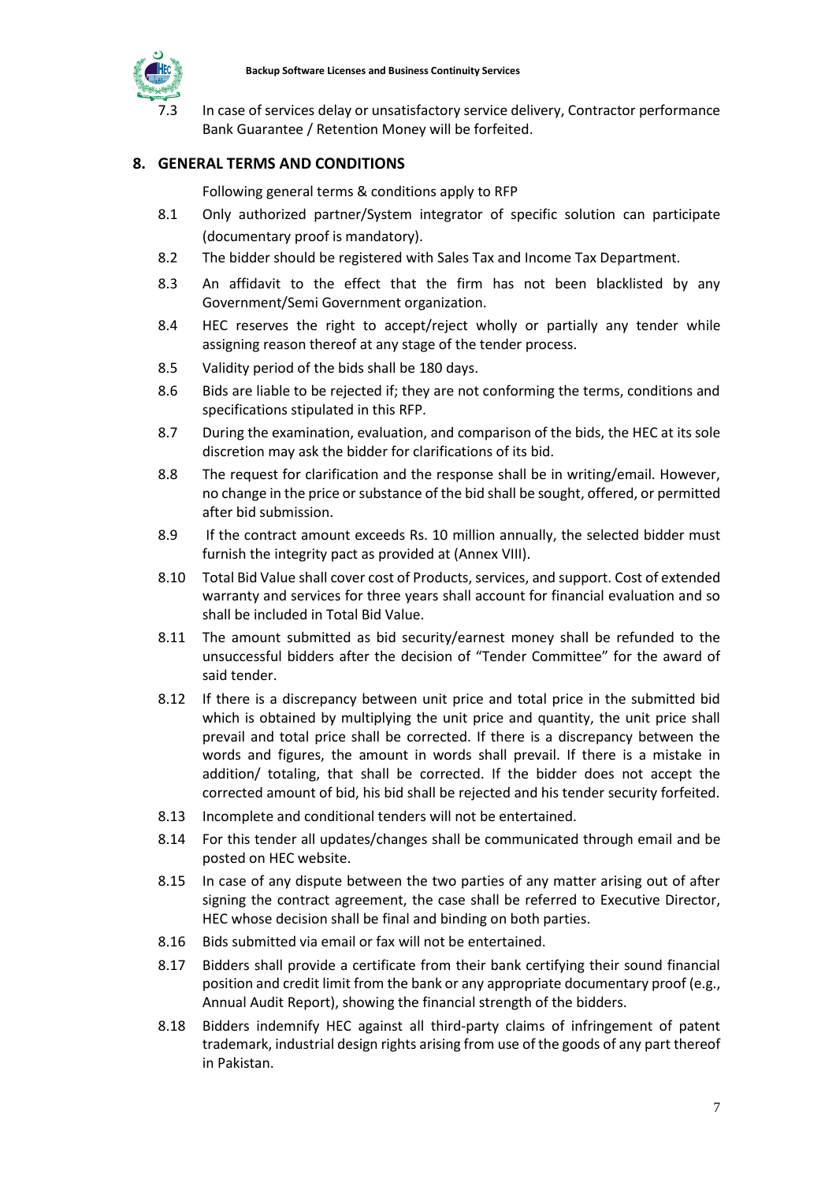7.3 In case of services delay or unsatisfactory service delivery, Contractor performance Bank Guarantee / Retention Money will be forfeited.

## 8. GENERAL TERMS AND CONDITIONS

Following general terms & conditions apply to RFP

8.1 Only authorized partner/System integrator of specific solution can participate (documentary proof is mandatory).

8.2 The bidder should be registered with Sales Tax and Income Tax Department.

8.3 An affidavit to the effect that the firm has not been blacklisted by any Government/Semi Government organization.

8.4 HEC reserves the right to accept/reject wholly or partially any tender while assigning reason thereof at any stage of the tender process.

8.5 Validity period of the bids shall be 180 days.

8.6 Bids are liable to be rejected if; they are not conforming the terms, conditions and specifications stipulated in this RFP.

8.7 During the examination, evaluation, and comparison of the bids, the HEC at its sole discretion may ask the bidder for clarifications of its bid.

8.8 The request for clarification and the response shall be in writing/email. However, no change in the price or substance of the bid shall be sought, offered, or permitted after bid submission.

8.9 If the contract amount exceeds Rs. 10 million annually, the selected bidder must furnish the integrity pact as provided at (Annex VIII).

8.10 Total Bid Value shall cover cost of Products, services, and support. Cost of extended warranty and services for three years shall account for financial evaluation and so shall be included in Total Bid Value.

8.11 The amount submitted as bid security/earnest money shall be refunded to the unsuccessful bidders after the decision of "Tender Committee" for the award of said tender.

8.12 If there is a discrepancy between unit price and total price in the submitted bid which is obtained by multiplying the unit price and quantity, the unit price shall prevail and total price shall be corrected. If there is a discrepancy between the words and figures, the amount in words shall prevail. If there is a mistake in addition/ totaling, that shall be corrected. If the bidder does not accept the corrected amount of bid, his bid shall be rejected and his tender security forfeited.

8.13 Incomplete and conditional tenders will not be entertained.

8.14 For this tender all updates/changes shall be communicated through email and be posted on HEC website.

8.15 In case of any dispute between the two parties of any matter arising out of after signing the contract agreement, the case shall be referred to Executive Director, HEC whose decision shall be final and binding on both parties.

8.16 Bids submitted via email or fax will not be entertained.

8.17 Bidders shall provide a certificate from their bank certifying their sound financial position and credit limit from the bank or any appropriate documentary proof (e.g., Annual Audit Report), showing the financial strength of the bidders.

8.18 Bidders indemnify HEC against all third-party claims of infringement of patent trademark, industrial design rights arising from use of the goods of any part thereof in Pakistan.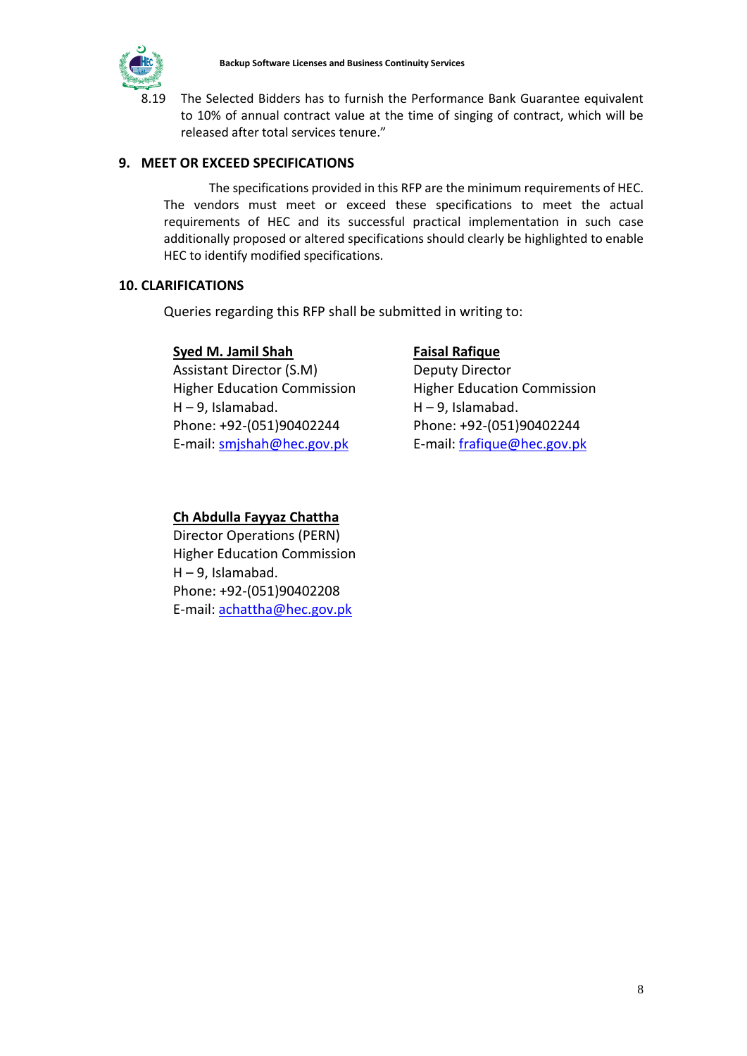8.19 The Selected Bidders has to furnish the Performance Bank Guarantee equivalent to 10% of annual contract value at the time of singing of contract, which will be released after total services tenure."

## 9. MEET OR EXCEED SPECIFICATIONS

The specifications provided in this RFP are the minimum requirements of HEC. The vendors must meet or exceed these specifications to meet the actual requirements of HEC and its successful practical implementation in such case additionally proposed or altered specifications should clearly be highlighted to enable HEC to identify modified specifications.

## 10. CLARIFICATIONS

Queries regarding this RFP shall be submitted in writing to:

**Syed M. Jamil Shah**
Assistant Director (S.M)
Higher Education Commission
H – 9, Islamabad.
Phone: +92-(051)90402244
E-mail: smjshah@hec.gov.pk

**Faisal Rafique**
Deputy Director
Higher Education Commission
H – 9, Islamabad.
Phone: +92-(051)90402244
E-mail: frafique@hec.gov.pk

**Ch Abdulla Fayyaz Chattha**
Director Operations (PERN)
Higher Education Commission
H – 9, Islamabad.
Phone: +92-(051)90402208
E-mail: achattha@hec.gov.pk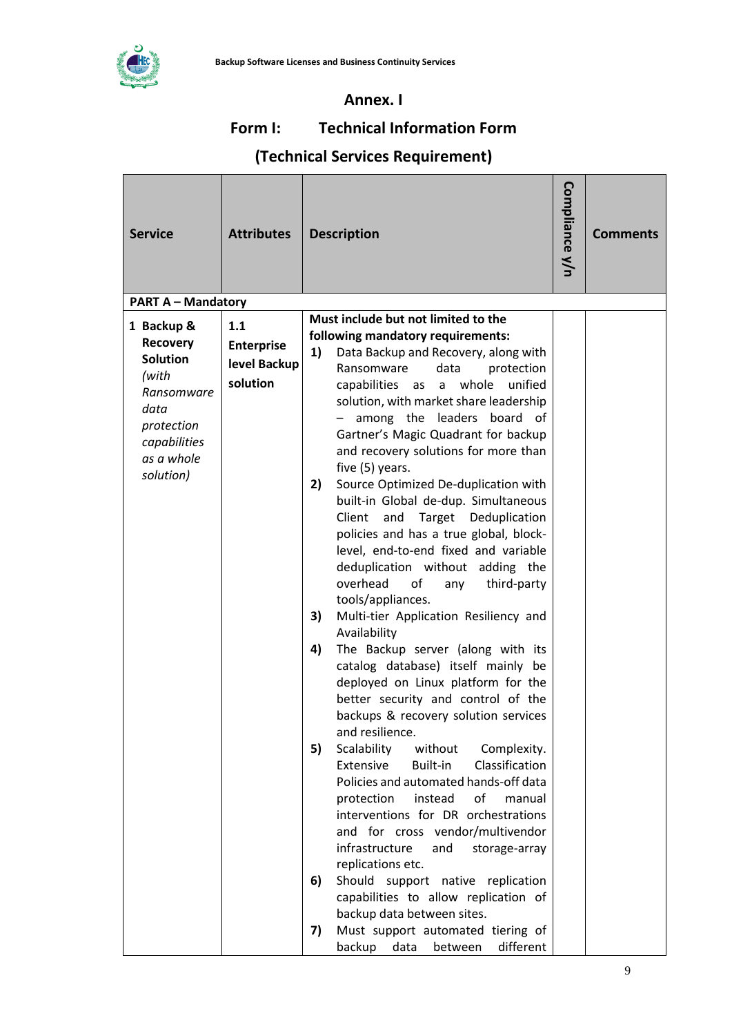# Annex. I

## Form I: Technical Information Form

## (Technical Services Requirement)

| Service | Attributes | Description | Compliance y/n | Comments |
|---|---|---|---|---|
| **PART A – Mandatory** | | | | |
| **1 Backup & Recovery Solution** *(with Ransomware data protection capabilities as a whole solution)* | **1.1 Enterprise level Backup solution** | **Must include but not limited to the following mandatory requirements:**<br>**1)** Data Backup and Recovery, along with Ransomware data protection capabilities as a whole unified solution, with market share leadership – among the leaders board of Gartner's Magic Quadrant for backup and recovery solutions for more than five (5) years.<br>**2)** Source Optimized De-duplication with built-in Global de-dup. Simultaneous Client and Target Deduplication policies and has a true global, block-level, end-to-end fixed and variable deduplication without adding the overhead of any third-party tools/appliances.<br>**3)** Multi-tier Application Resiliency and Availability<br>**4)** The Backup server (along with its catalog database) itself mainly be deployed on Linux platform for the better security and control of the backups & recovery solution services and resilience.<br>**5)** Scalability without Complexity. Extensive Built-in Classification Policies and automated hands-off data protection instead of manual interventions for DR orchestrations and for cross vendor/multivendor infrastructure and storage-array replications etc.<br>**6)** Should support native replication capabilities to allow replication of backup data between sites.<br>**7)** Must support automated tiering of backup data between different | | |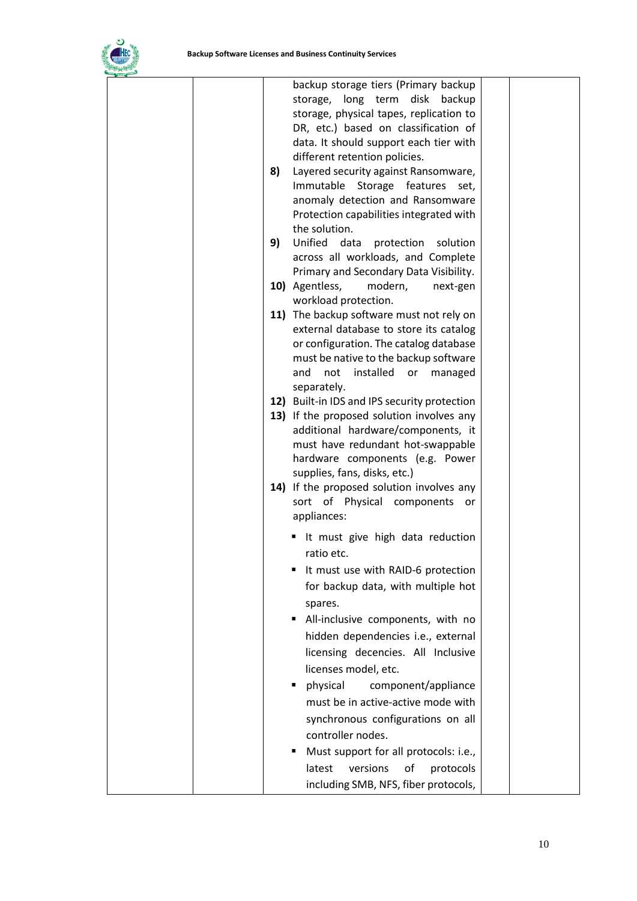| | | backup storage tiers (Primary backup storage, long term disk backup storage, physical tapes, replication to DR, etc.) based on classification of data. It should support each tier with different retention policies.<br>**8)** Layered security against Ransomware, Immutable Storage features set, anomaly detection and Ransomware Protection capabilities integrated with the solution.<br>**9)** Unified data protection solution across all workloads, and Complete Primary and Secondary Data Visibility.<br>**10)** Agentless, modern, next-gen workload protection.<br>**11)** The backup software must not rely on external database to store its catalog or configuration. The catalog database must be native to the backup software and not installed or managed separately.<br>**12)** Built-in IDS and IPS security protection<br>**13)** If the proposed solution involves any additional hardware/components, it must have redundant hot-swappable hardware components (e.g. Power supplies, fans, disks, etc.)<br>**14)** If the proposed solution involves any sort of Physical components or appliances:<br>▪ It must give high data reduction ratio etc.<br>▪ It must use with RAID-6 protection for backup data, with multiple hot spares.<br>▪ All-inclusive components, with no hidden dependencies i.e., external licensing decencies. All Inclusive licenses model, etc.<br>▪ physical component/appliance must be in active-active mode with synchronous configurations on all controller nodes.<br>▪ Must support for all protocols: i.e., latest versions of protocols including SMB, NFS, fiber protocols, | | |
|---|---|---|---|---|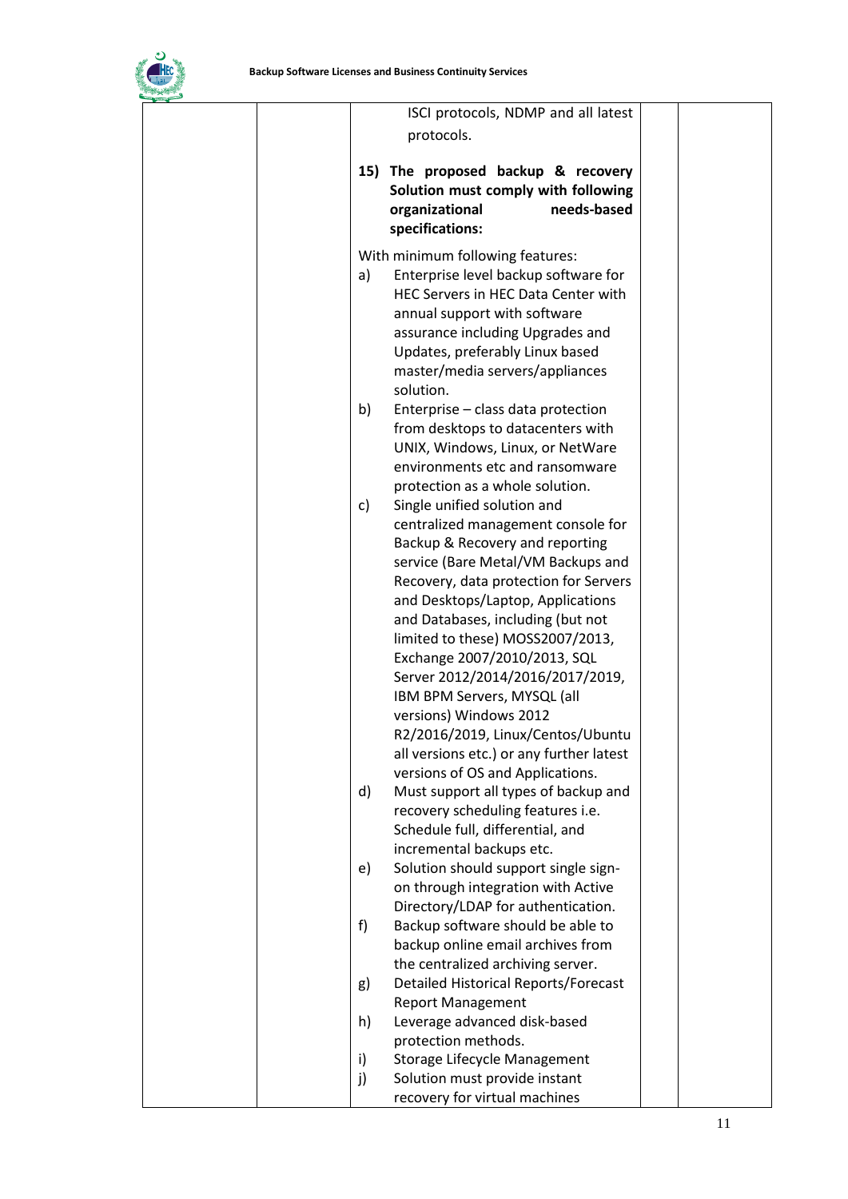| | | ISCI protocols, NDMP and all latest protocols.<br><br>**15) The proposed backup & recovery Solution must comply with following organizational needs-based specifications:**<br><br>With minimum following features:<br>a) Enterprise level backup software for HEC Servers in HEC Data Center with annual support with software assurance including Upgrades and Updates, preferably Linux based master/media servers/appliances solution.<br>b) Enterprise – class data protection from desktops to datacenters with UNIX, Windows, Linux, or NetWare environments etc and ransomware protection as a whole solution.<br>c) Single unified solution and centralized management console for Backup & Recovery and reporting service (Bare Metal/VM Backups and Recovery, data protection for Servers and Desktops/Laptop, Applications and Databases, including (but not limited to these) MOSS2007/2013, Exchange 2007/2010/2013, SQL Server 2012/2014/2016/2017/2019, IBM BPM Servers, MYSQL (all versions) Windows 2012 R2/2016/2019, Linux/Centos/Ubuntu all versions etc.) or any further latest versions of OS and Applications.<br>d) Must support all types of backup and recovery scheduling features i.e. Schedule full, differential, and incremental backups etc.<br>e) Solution should support single sign-on through integration with Active Directory/LDAP for authentication.<br>f) Backup software should be able to backup online email archives from the centralized archiving server.<br>g) Detailed Historical Reports/Forecast Report Management<br>h) Leverage advanced disk-based protection methods.<br>i) Storage Lifecycle Management<br>j) Solution must provide instant recovery for virtual machines | | |
|---|---|---|---|---|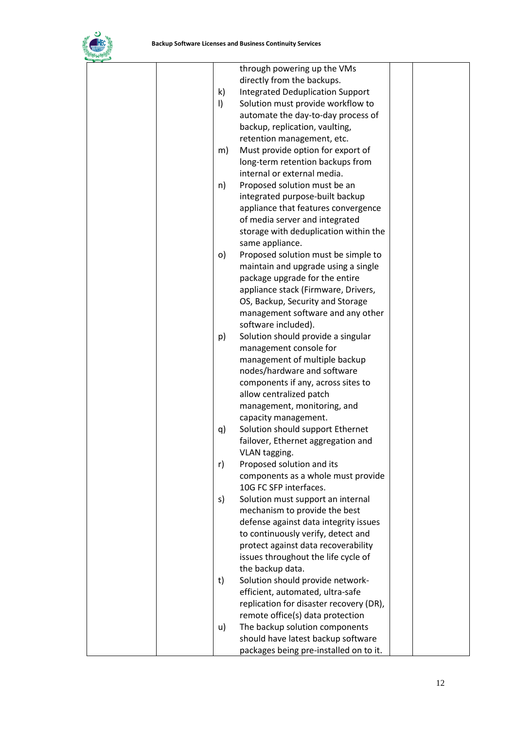| | | | | |
|---|---|---|---|---|
| | | through powering up the VMs directly from the backups.<br>k) Integrated Deduplication Support<br>l) Solution must provide workflow to automate the day-to-day process of backup, replication, vaulting, retention management, etc.<br>m) Must provide option for export of long-term retention backups from internal or external media.<br>n) Proposed solution must be an integrated purpose-built backup appliance that features convergence of media server and integrated storage with deduplication within the same appliance.<br>o) Proposed solution must be simple to maintain and upgrade using a single package upgrade for the entire appliance stack (Firmware, Drivers, OS, Backup, Security and Storage management software and any other software included).<br>p) Solution should provide a singular management console for management of multiple backup nodes/hardware and software components if any, across sites to allow centralized patch management, monitoring, and capacity management.<br>q) Solution should support Ethernet failover, Ethernet aggregation and VLAN tagging.<br>r) Proposed solution and its components as a whole must provide 10G FC SFP interfaces.<br>s) Solution must support an internal mechanism to provide the best defense against data integrity issues to continuously verify, detect and protect against data recoverability issues throughout the life cycle of the backup data.<br>t) Solution should provide network-efficient, automated, ultra-safe replication for disaster recovery (DR), remote office(s) data protection<br>u) The backup solution components should have latest backup software packages being pre-installed on to it. | | |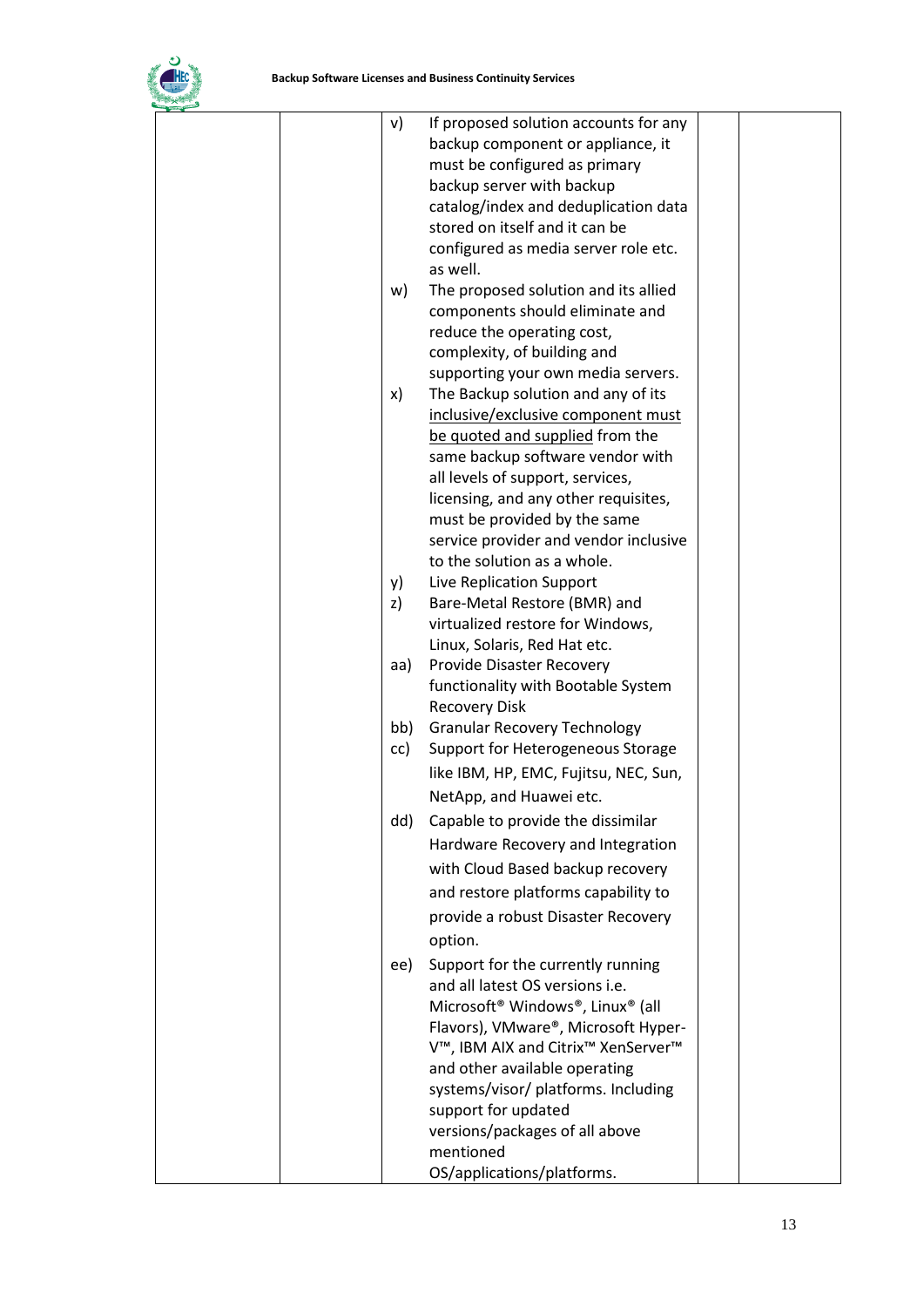| | | | | |
|---|---|---|---|---|
| | | v) If proposed solution accounts for any backup component or appliance, it must be configured as primary backup server with backup catalog/index and deduplication data stored on itself and it can be configured as media server role etc. as well.<br>w) The proposed solution and its allied components should eliminate and reduce the operating cost, complexity, of building and supporting your own media servers.<br>x) The Backup solution and any of its <u>inclusive/exclusive component must be quoted and supplied</u> from the same backup software vendor with all levels of support, services, licensing, and any other requisites, must be provided by the same service provider and vendor inclusive to the solution as a whole.<br>y) Live Replication Support<br>z) Bare-Metal Restore (BMR) and virtualized restore for Windows, Linux, Solaris, Red Hat etc.<br>aa) Provide Disaster Recovery functionality with Bootable System Recovery Disk<br>bb) Granular Recovery Technology<br>cc) Support for Heterogeneous Storage like IBM, HP, EMC, Fujitsu, NEC, Sun, NetApp, and Huawei etc.<br>dd) Capable to provide the dissimilar Hardware Recovery and Integration with Cloud Based backup recovery and restore platforms capability to provide a robust Disaster Recovery option.<br>ee) Support for the currently running and all latest OS versions i.e. Microsoft® Windows®, Linux® (all Flavors), VMware®, Microsoft Hyper-V™, IBM AIX and Citrix™ XenServer™ and other available operating systems/visor/ platforms. Including support for updated versions/packages of all above mentioned OS/applications/platforms. | | |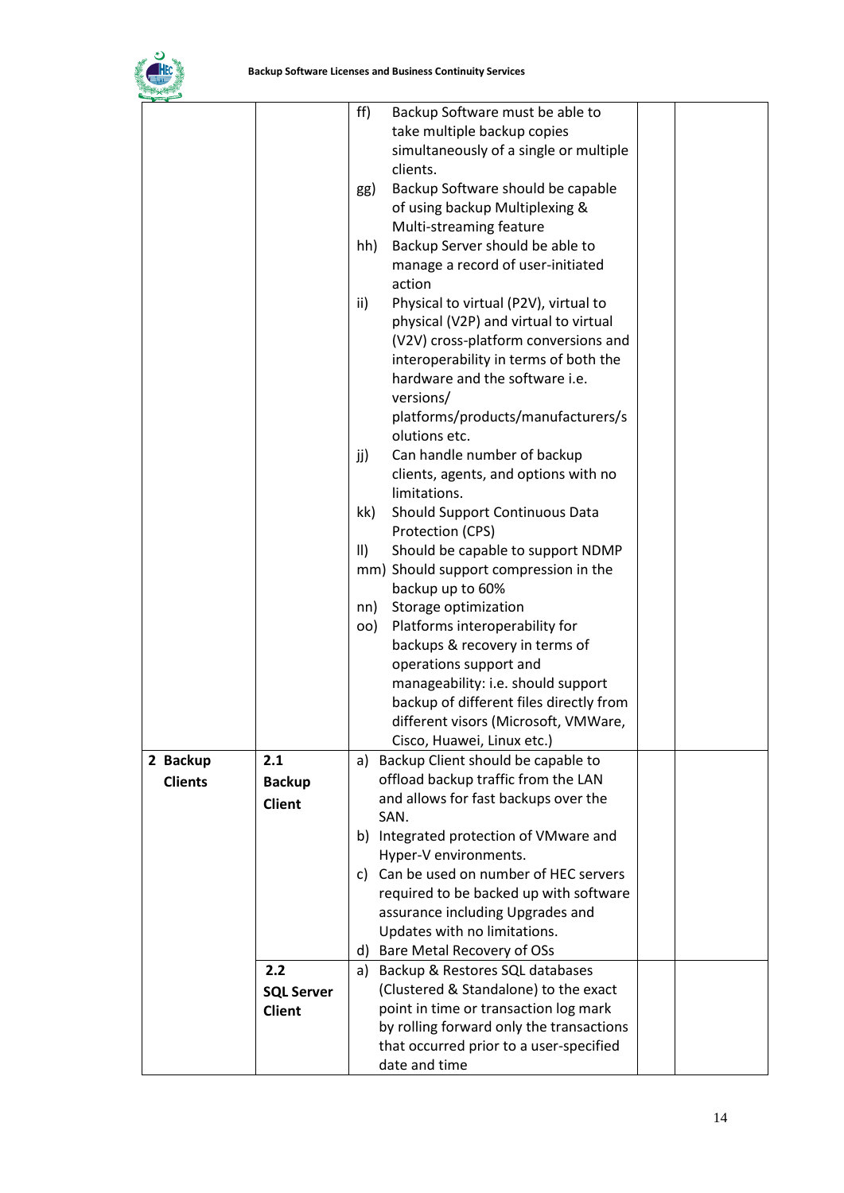| | | | | |
|---|---|---|---|---|
| | | ff) Backup Software must be able to take multiple backup copies simultaneously of a single or multiple clients.<br>gg) Backup Software should be capable of using backup Multiplexing & Multi-streaming feature<br>hh) Backup Server should be able to manage a record of user-initiated action<br>ii) Physical to virtual (P2V), virtual to physical (V2P) and virtual to virtual (V2V) cross-platform conversions and interoperability in terms of both the hardware and the software i.e. versions/ platforms/products/manufacturers/solutions etc.<br>jj) Can handle number of backup clients, agents, and options with no limitations.<br>kk) Should Support Continuous Data Protection (CPS)<br>ll) Should be capable to support NDMP<br>mm) Should support compression in the backup up to 60%<br>nn) Storage optimization<br>oo) Platforms interoperability for backups & recovery in terms of operations support and manageability: i.e. should support backup of different files directly from different visors (Microsoft, VMWare, Cisco, Huawei, Linux etc.) | | |
| **2 Backup Clients** | **2.1 Backup Client** | a) Backup Client should be capable to offload backup traffic from the LAN and allows for fast backups over the SAN.<br>b) Integrated protection of VMware and Hyper-V environments.<br>c) Can be used on number of HEC servers required to be backed up with software assurance including Upgrades and Updates with no limitations.<br>d) Bare Metal Recovery of OSs | | |
| | **2.2 SQL Server Client** | a) Backup & Restores SQL databases (Clustered & Standalone) to the exact point in time or transaction log mark by rolling forward only the transactions that occurred prior to a user-specified date and time | | |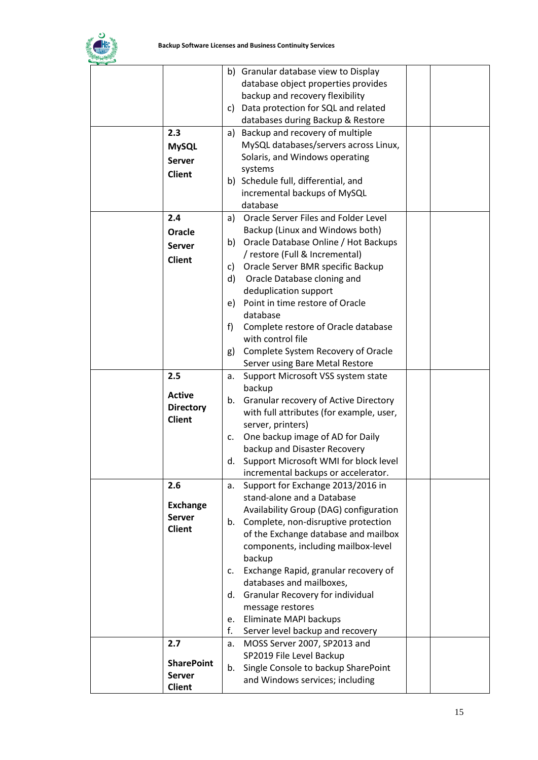| | | | | |
|---|---|---|---|---|
| | | b) Granular database view to Display database object properties provides backup and recovery flexibility<br>c) Data protection for SQL and related databases during Backup & Restore | | |
| | **2.3 MySQL Server Client** | a) Backup and recovery of multiple MySQL databases/servers across Linux, Solaris, and Windows operating systems<br>b) Schedule full, differential, and incremental backups of MySQL database | | |
| | **2.4 Oracle Server Client** | a) Oracle Server Files and Folder Level Backup (Linux and Windows both)<br>b) Oracle Database Online / Hot Backups / restore (Full & Incremental)<br>c) Oracle Server BMR specific Backup<br>d) Oracle Database cloning and deduplication support<br>e) Point in time restore of Oracle database<br>f) Complete restore of Oracle database with control file<br>g) Complete System Recovery of Oracle Server using Bare Metal Restore | | |
| | **2.5 Active Directory Client** | a. Support Microsoft VSS system state backup<br>b. Granular recovery of Active Directory with full attributes (for example, user, server, printers)<br>c. One backup image of AD for Daily backup and Disaster Recovery<br>d. Support Microsoft WMI for block level incremental backups or accelerator. | | |
| | **2.6 Exchange Server Client** | a. Support for Exchange 2013/2016 in stand-alone and a Database Availability Group (DAG) configuration<br>b. Complete, non-disruptive protection of the Exchange database and mailbox components, including mailbox-level backup<br>c. Exchange Rapid, granular recovery of databases and mailboxes,<br>d. Granular Recovery for individual message restores<br>e. Eliminate MAPI backups<br>f. Server level backup and recovery | | |
| | **2.7 SharePoint Server Client** | a. MOSS Server 2007, SP2013 and SP2019 File Level Backup<br>b. Single Console to backup SharePoint and Windows services; including | | |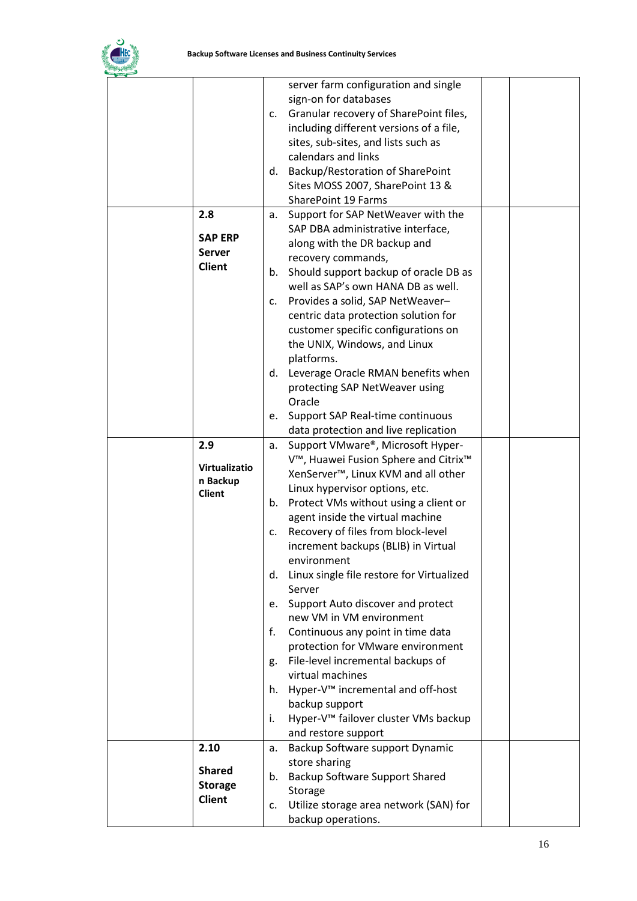| | | | | |
|---|---|---|---|---|
| | | server farm configuration and single sign-on for databases<br>c. Granular recovery of SharePoint files, including different versions of a file, sites, sub-sites, and lists such as calendars and links<br>d. Backup/Restoration of SharePoint Sites MOSS 2007, SharePoint 13 & SharePoint 19 Farms | | |
| | **2.8**<br>**SAP ERP Server Client** | a. Support for SAP NetWeaver with the SAP DBA administrative interface, along with the DR backup and recovery commands,<br>b. Should support backup of oracle DB as well as SAP's own HANA DB as well.<br>c. Provides a solid, SAP NetWeaver–centric data protection solution for customer specific configurations on the UNIX, Windows, and Linux platforms.<br>d. Leverage Oracle RMAN benefits when protecting SAP NetWeaver using Oracle<br>e. Support SAP Real-time continuous data protection and live replication | | |
| | **2.9**<br>**Virtualization Backup Client** | a. Support VMware®, Microsoft Hyper-V™, Huawei Fusion Sphere and Citrix™ XenServer™, Linux KVM and all other Linux hypervisor options, etc.<br>b. Protect VMs without using a client or agent inside the virtual machine<br>c. Recovery of files from block-level increment backups (BLIB) in Virtual environment<br>d. Linux single file restore for Virtualized Server<br>e. Support Auto discover and protect new VM in VM environment<br>f. Continuous any point in time data protection for VMware environment<br>g. File-level incremental backups of virtual machines<br>h. Hyper-V™ incremental and off-host backup support<br>i. Hyper-V™ failover cluster VMs backup and restore support | | |
| | **2.10**<br>**Shared Storage Client** | a. Backup Software support Dynamic store sharing<br>b. Backup Software Support Shared Storage<br>c. Utilize storage area network (SAN) for backup operations. | | |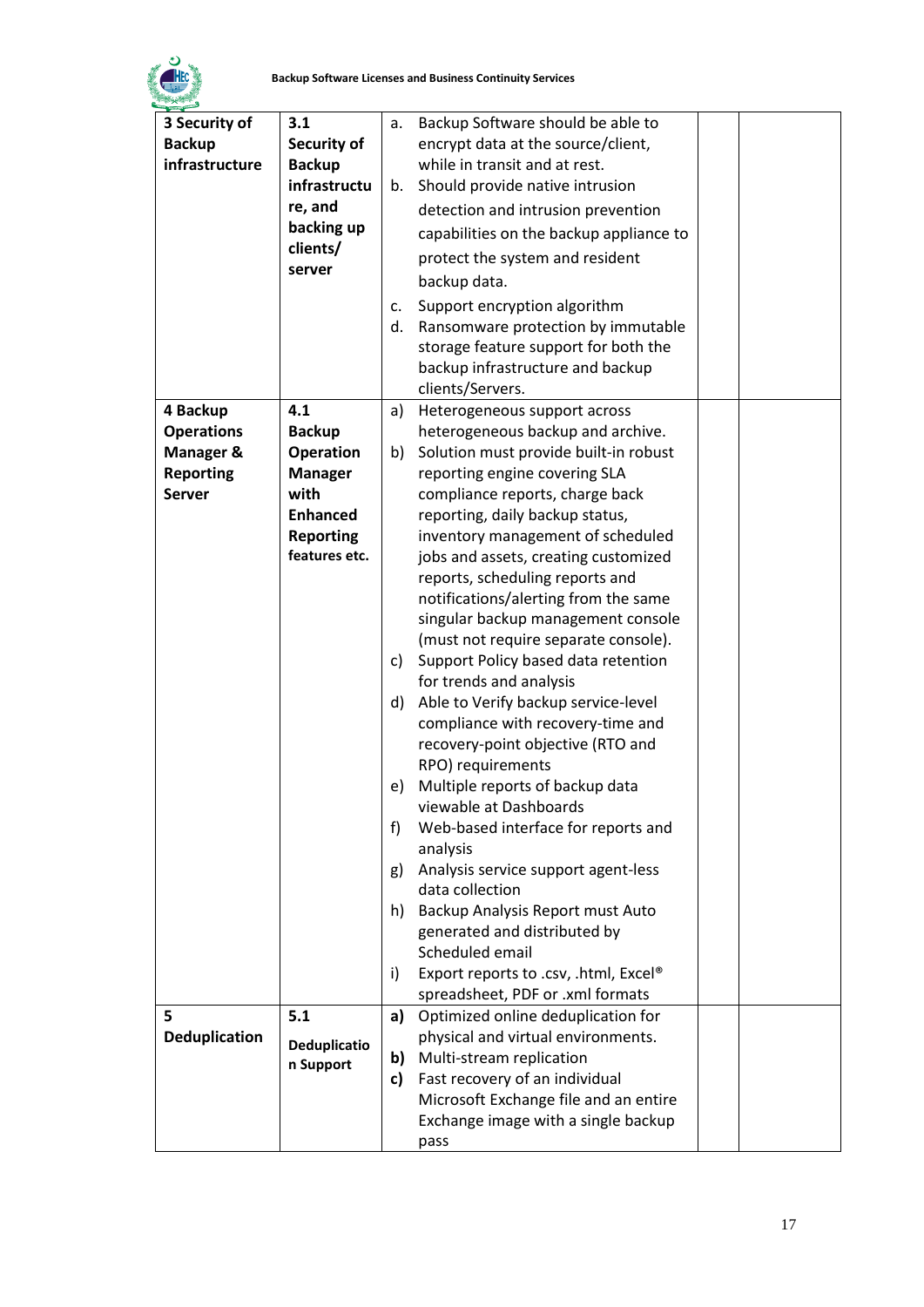| | | | | |
|---|---|---|---|---|
| **3 Security of Backup infrastructure** | **3.1 Security of Backup infrastructure, and backing up clients/ server** | a. Backup Software should be able to encrypt data at the source/client, while in transit and at rest.<br>b. Should provide native intrusion detection and intrusion prevention capabilities on the backup appliance to protect the system and resident backup data.<br>c. Support encryption algorithm<br>d. Ransomware protection by immutable storage feature support for both the backup infrastructure and backup clients/Servers. | | |
| **4 Backup Operations Manager & Reporting Server** | **4.1 Backup Operation Manager with Enhanced Reporting features etc.** | a) Heterogeneous support across heterogeneous backup and archive.<br>b) Solution must provide built-in robust reporting engine covering SLA compliance reports, charge back reporting, daily backup status, inventory management of scheduled jobs and assets, creating customized reports, scheduling reports and notifications/alerting from the same singular backup management console (must not require separate console).<br>c) Support Policy based data retention for trends and analysis<br>d) Able to Verify backup service-level compliance with recovery-time and recovery-point objective (RTO and RPO) requirements<br>e) Multiple reports of backup data viewable at Dashboards<br>f) Web-based interface for reports and analysis<br>g) Analysis service support agent-less data collection<br>h) Backup Analysis Report must Auto generated and distributed by Scheduled email<br>i) Export reports to .csv, .html, Excel® spreadsheet, PDF or .xml formats | | |
| **5 Deduplication** | **5.1 Deduplication Support** | **a)** Optimized online deduplication for physical and virtual environments.<br>**b)** Multi-stream replication<br>**c)** Fast recovery of an individual Microsoft Exchange file and an entire Exchange image with a single backup pass | | |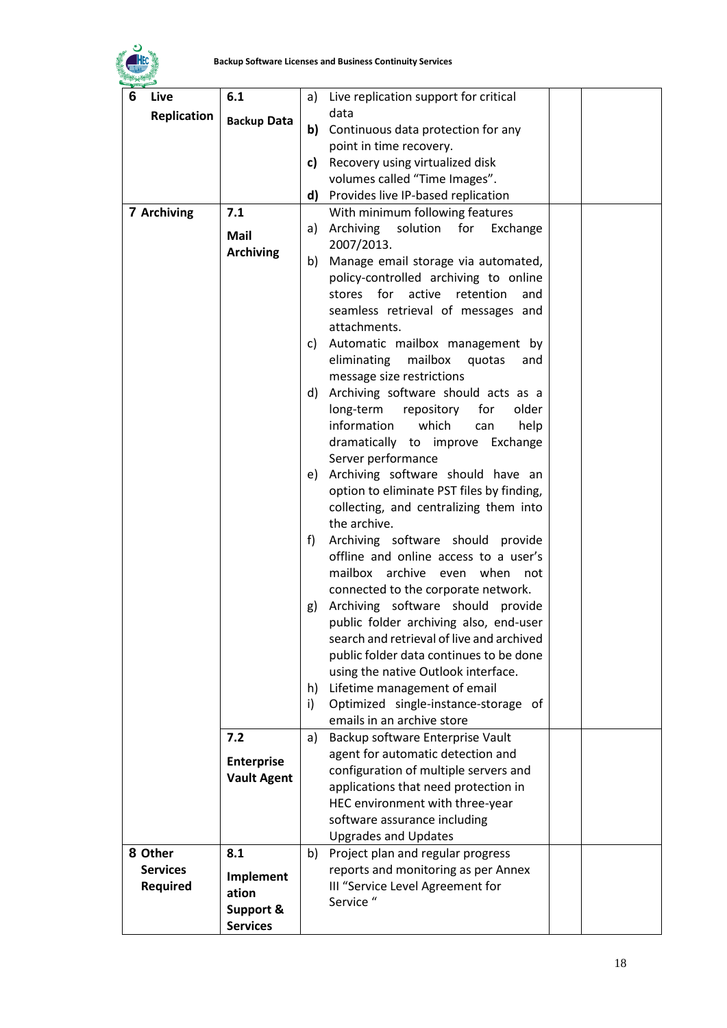| 6 Live Replication | 6.1 Backup Data | a) Live replication support for critical data<br>**b)** Continuous data protection for any point in time recovery.<br>**c)** Recovery using virtualized disk volumes called "Time Images".<br>**d)** Provides live IP-based replication | | |
|---|---|---|---|---|
| **7 Archiving** | **7.1 Mail Archiving** | With minimum following features<br>a) Archiving solution for Exchange 2007/2013.<br>b) Manage email storage via automated, policy-controlled archiving to online stores for active retention and seamless retrieval of messages and attachments.<br>c) Automatic mailbox management by eliminating mailbox quotas and message size restrictions<br>d) Archiving software should acts as a long-term repository for older information which can help dramatically to improve Exchange Server performance<br>e) Archiving software should have an option to eliminate PST files by finding, collecting, and centralizing them into the archive.<br>f) Archiving software should provide offline and online access to a user's mailbox archive even when not connected to the corporate network.<br>g) Archiving software should provide public folder archiving also, end-user search and retrieval of live and archived public folder data continues to be done using the native Outlook interface.<br>h) Lifetime management of email<br>i) Optimized single-instance-storage of emails in an archive store | | |
| | **7.2 Enterprise Vault Agent** | a) Backup software Enterprise Vault agent for automatic detection and configuration of multiple servers and applications that need protection in HEC environment with three-year software assurance including Upgrades and Updates | | |
| **8 Other Services Required** | **8.1 Implementation Support & Services** | b) Project plan and regular progress reports and monitoring as per Annex III "Service Level Agreement for Service " | | |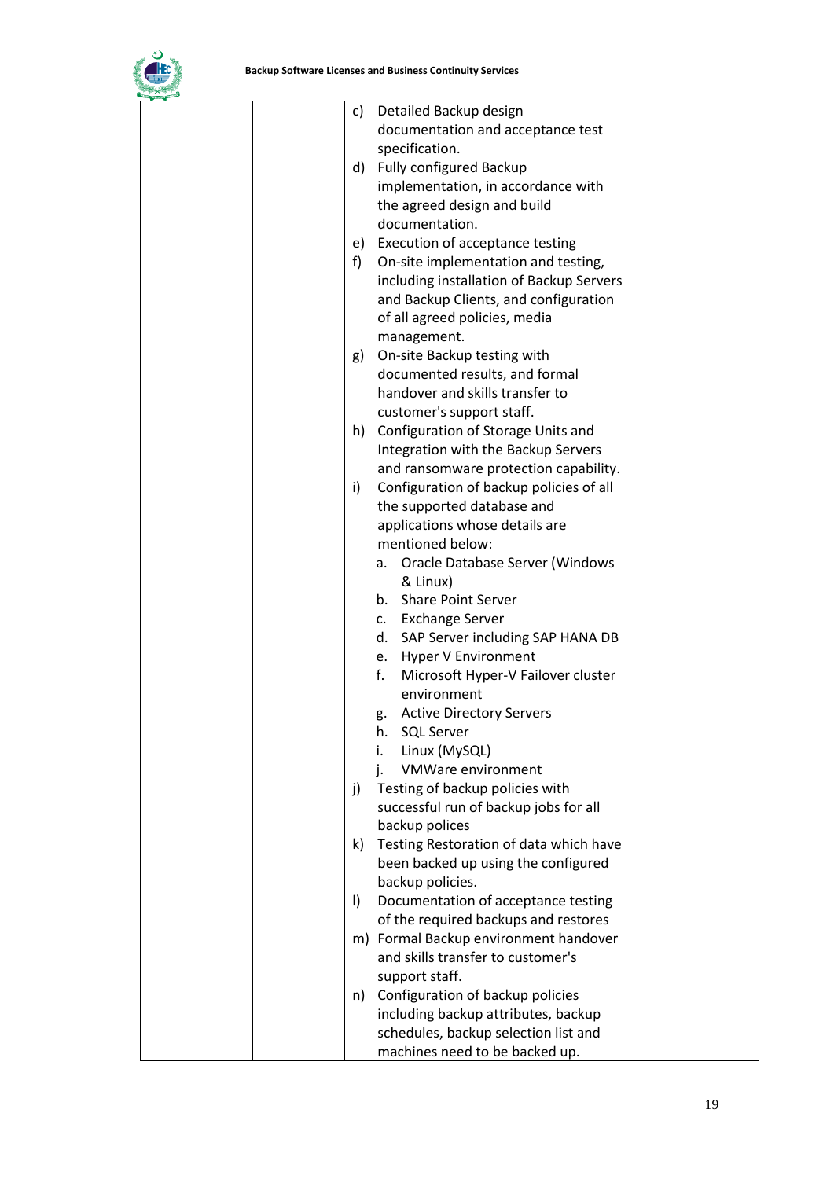| | | c) Detailed Backup design documentation and acceptance test specification.<br>d) Fully configured Backup implementation, in accordance with the agreed design and build documentation.<br>e) Execution of acceptance testing<br>f) On-site implementation and testing, including installation of Backup Servers and Backup Clients, and configuration of all agreed policies, media management.<br>g) On-site Backup testing with documented results, and formal handover and skills transfer to customer's support staff.<br>h) Configuration of Storage Units and Integration with the Backup Servers and ransomware protection capability.<br>i) Configuration of backup policies of all the supported database and applications whose details are mentioned below:<br>a. Oracle Database Server (Windows & Linux)<br>b. Share Point Server<br>c. Exchange Server<br>d. SAP Server including SAP HANA DB<br>e. Hyper V Environment<br>f. Microsoft Hyper-V Failover cluster environment<br>g. Active Directory Servers<br>h. SQL Server<br>i. Linux (MySQL)<br>j. VMWare environment<br>j) Testing of backup policies with successful run of backup jobs for all backup polices<br>k) Testing Restoration of data which have been backed up using the configured backup policies.<br>l) Documentation of acceptance testing of the required backups and restores<br>m) Formal Backup environment handover and skills transfer to customer's support staff.<br>n) Configuration of backup policies including backup attributes, backup schedules, backup selection list and machines need to be backed up. | | |
|---|---|---|---|---|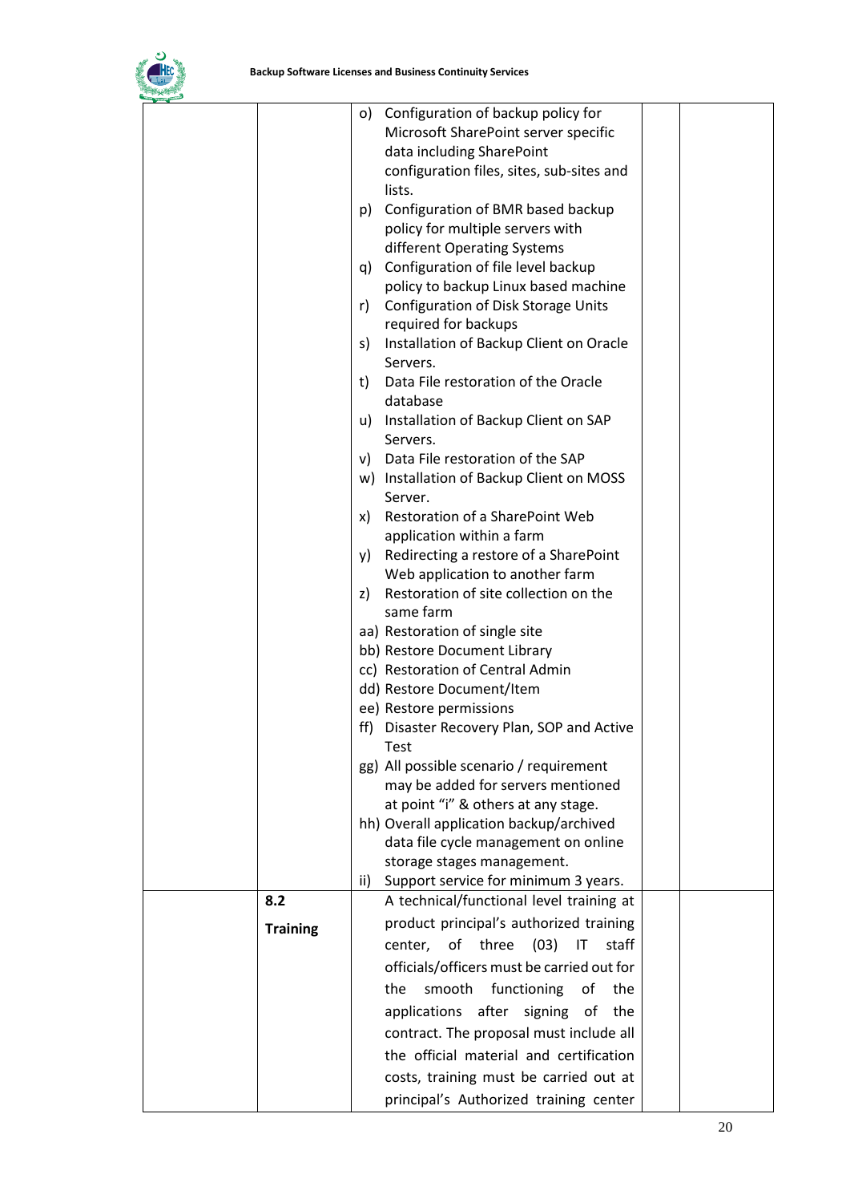| | | | | |
|---|---|---|---|---|
| | | o) Configuration of backup policy for Microsoft SharePoint server specific data including SharePoint configuration files, sites, sub-sites and lists.<br>p) Configuration of BMR based backup policy for multiple servers with different Operating Systems<br>q) Configuration of file level backup policy to backup Linux based machine<br>r) Configuration of Disk Storage Units required for backups<br>s) Installation of Backup Client on Oracle Servers.<br>t) Data File restoration of the Oracle database<br>u) Installation of Backup Client on SAP Servers.<br>v) Data File restoration of the SAP<br>w) Installation of Backup Client on MOSS Server.<br>x) Restoration of a SharePoint Web application within a farm<br>y) Redirecting a restore of a SharePoint Web application to another farm<br>z) Restoration of site collection on the same farm<br>aa) Restoration of single site<br>bb) Restore Document Library<br>cc) Restoration of Central Admin<br>dd) Restore Document/Item<br>ee) Restore permissions<br>ff) Disaster Recovery Plan, SOP and Active Test<br>gg) All possible scenario / requirement may be added for servers mentioned at point "i" & others at any stage.<br>hh) Overall application backup/archived data file cycle management on online storage stages management.<br>ii) Support service for minimum 3 years. | | |
| | **8.2**<br>**Training** | A technical/functional level training at product principal's authorized training center, of three (03) IT staff officials/officers must be carried out for the smooth functioning of the applications after signing of the contract. The proposal must include all the official material and certification costs, training must be carried out at principal's Authorized training center | | |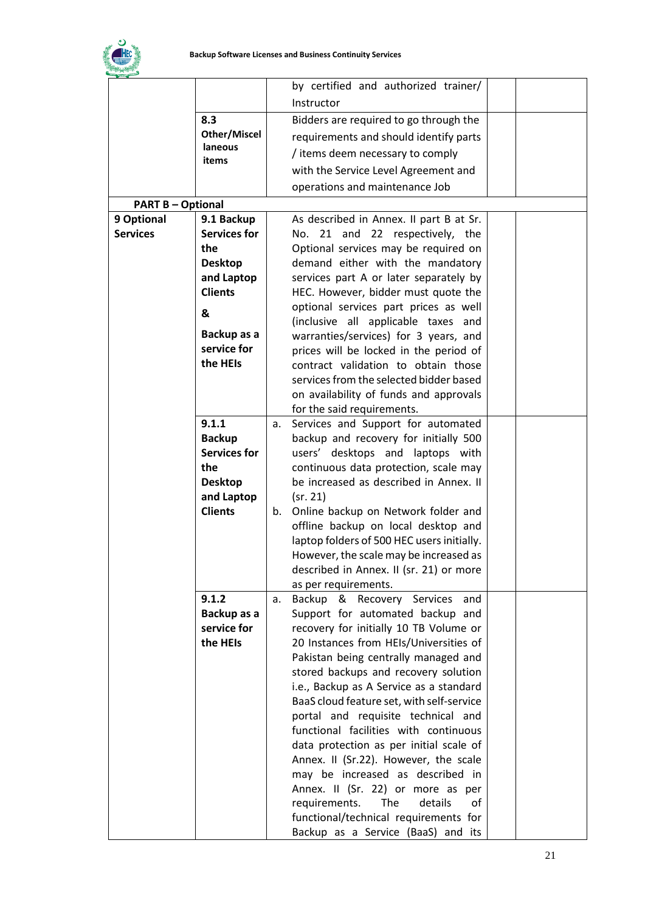|  |  |  | by certified and authorized trainer/ Instructor |  |  |
|---|---|---|---|---|---|
|  | **8.3 Other/Miscel laneous items** |  | Bidders are required to go through the requirements and should identify parts / items deem necessary to comply with the Service Level Agreement and operations and maintenance Job |  |  |
| **PART B – Optional** |  |  |  |  |  |
| **9 Optional Services** | **9.1 Backup Services for the Desktop and Laptop Clients & Backup as a service for the HEIs** |  | As described in Annex. II part B at Sr. No. 21 and 22 respectively, the Optional services may be required on demand either with the mandatory services part A or later separately by HEC. However, bidder must quote the optional services part prices as well (inclusive all applicable taxes and warranties/services) for 3 years, and prices will be locked in the period of contract validation to obtain those services from the selected bidder based on availability of funds and approvals for the said requirements. |  |  |
|  | **9.1.1 Backup Services for the Desktop and Laptop Clients** | a.<br>b. | Services and Support for automated backup and recovery for initially 500 users' desktops and laptops with continuous data protection, scale may be increased as described in Annex. II (sr. 21)<br>Online backup on Network folder and offline backup on local desktop and laptop folders of 500 HEC users initially. However, the scale may be increased as described in Annex. II (sr. 21) or more as per requirements. |  |  |
|  | **9.1.2 Backup as a service for the HEIs** | a. | Backup & Recovery Services and Support for automated backup and recovery for initially 10 TB Volume or 20 Instances from HEIs/Universities of Pakistan being centrally managed and stored backups and recovery solution i.e., Backup as A Service as a standard BaaS cloud feature set, with self-service portal and requisite technical and functional facilities with continuous data protection as per initial scale of Annex. II (Sr.22). However, the scale may be increased as described in Annex. II (Sr. 22) or more as per requirements. The details of functional/technical requirements for Backup as a Service (BaaS) and its |  |  |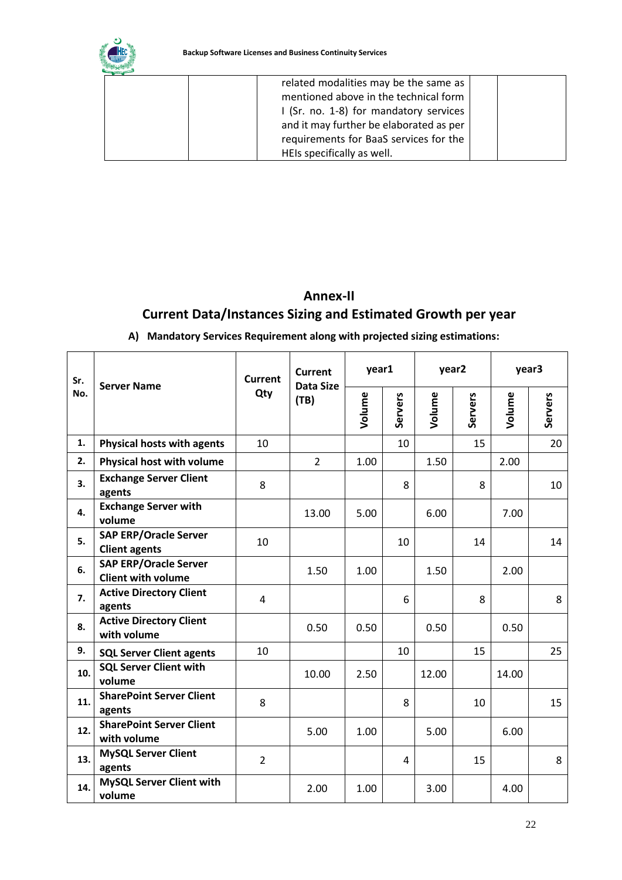| | | related modalities may be the same as mentioned above in the technical form I (Sr. no. 1-8) for mandatory services and it may further be elaborated as per requirements for BaaS services for the HEIs specifically as well. | | |
|---|---|---|---|---|

# Annex-II

## Current Data/Instances Sizing and Estimated Growth per year

### A) Mandatory Services Requirement along with projected sizing estimations:

| Sr. No. | Server Name | Current Qty | Current Data Size (TB) | year1 | | year2 | | year3 | |
|---|---|---|---|---|---|---|---|---|---|
| | | | | Volume | Servers | Volume | Servers | Volume | Servers |
| 1. | **Physical hosts with agents** | 10 | | | 10 | | 15 | | 20 |
| 2. | **Physical host with volume** | | 2 | 1.00 | | 1.50 | | 2.00 | |
| 3. | **Exchange Server Client agents** | 8 | | | 8 | | 8 | | 10 |
| 4. | **Exchange Server with volume** | | 13.00 | 5.00 | | 6.00 | | 7.00 | |
| 5. | **SAP ERP/Oracle Server Client agents** | 10 | | | 10 | | 14 | | 14 |
| 6. | **SAP ERP/Oracle Server Client with volume** | | 1.50 | 1.00 | | 1.50 | | 2.00 | |
| 7. | **Active Directory Client agents** | 4 | | | 6 | | 8 | | 8 |
| 8. | **Active Directory Client with volume** | | 0.50 | 0.50 | | 0.50 | | 0.50 | |
| 9. | **SQL Server Client agents** | 10 | | | 10 | | 15 | | 25 |
| 10. | **SQL Server Client with volume** | | 10.00 | 2.50 | | 12.00 | | 14.00 | |
| 11. | **SharePoint Server Client agents** | 8 | | | 8 | | 10 | | 15 |
| 12. | **SharePoint Server Client with volume** | | 5.00 | 1.00 | | 5.00 | | 6.00 | |
| 13. | **MySQL Server Client agents** | 2 | | | 4 | | 15 | | 8 |
| 14. | **MySQL Server Client with volume** | | 2.00 | 1.00 | | 3.00 | | 4.00 | |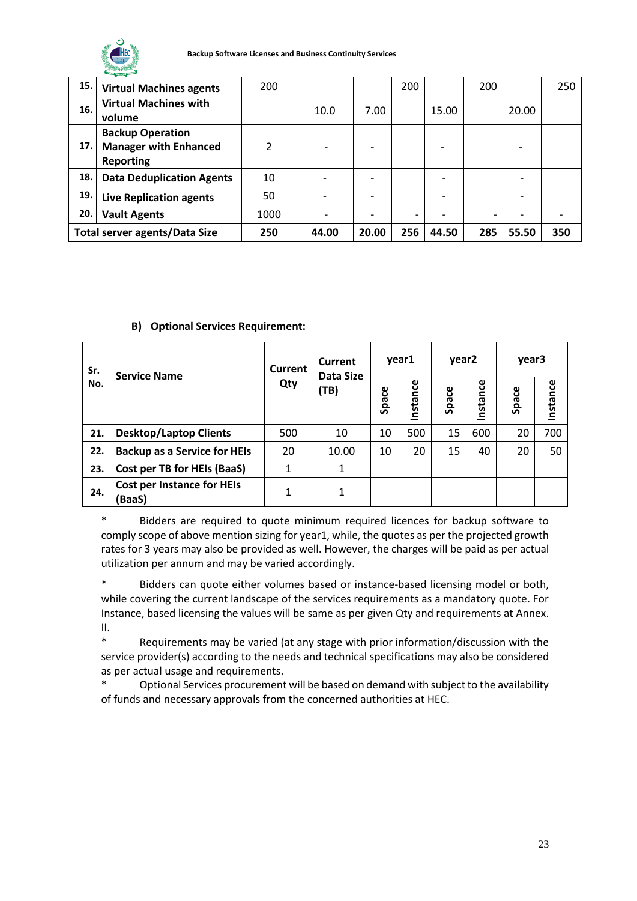| | | | | | | | | | |
|---|---|---|---|---|---|---|---|---|---|
| **15.** | **Virtual Machines agents** | 200 | | | 200 | | 200 | | 250 |
| **16.** | **Virtual Machines with volume** | | 10.0 | 7.00 | | 15.00 | | 20.00 | |
| **17.** | **Backup Operation Manager with Enhanced Reporting** | 2 | - | - | | - | | - | |
| **18.** | **Data Deduplication Agents** | 10 | - | - | | - | | - | |
| **19.** | **Live Replication agents** | 50 | - | - | | - | | - | |
| **20.** | **Vault Agents** | 1000 | - | - | - | - | - | - | - |
| **Total server agents/Data Size** | | **250** | **44.00** | **20.00** | **256** | **44.50** | **285** | **55.50** | **350** |

**B) Optional Services Requirement:**

| Sr. No. | Service Name | Current Qty | Current Data Size (TB) | year1 | | year2 | | year3 | |
|---|---|---|---|---|---|---|---|---|---|
| | | | | Space | Instance | Space | Instance | Space | Instance |
| **21.** | **Desktop/Laptop Clients** | 500 | 10 | 10 | 500 | 15 | 600 | 20 | 700 |
| **22.** | **Backup as a Service for HEIs** | 20 | 10.00 | 10 | 20 | 15 | 40 | 20 | 50 |
| **23.** | **Cost per TB for HEIs (BaaS)** | 1 | 1 | | | | | | |
| **24.** | **Cost per Instance for HEIs (BaaS)** | 1 | 1 | | | | | | |

* Bidders are required to quote minimum required licences for backup software to comply scope of above mention sizing for year1, while, the quotes as per the projected growth rates for 3 years may also be provided as well. However, the charges will be paid as per actual utilization per annum and may be varied accordingly.

* Bidders can quote either volumes based or instance-based licensing model or both, while covering the current landscape of the services requirements as a mandatory quote. For Instance, based licensing the values will be same as per given Qty and requirements at Annex. II.

* Requirements may be varied (at any stage with prior information/discussion with the service provider(s) according to the needs and technical specifications may also be considered as per actual usage and requirements.

* Optional Services procurement will be based on demand with subject to the availability of funds and necessary approvals from the concerned authorities at HEC.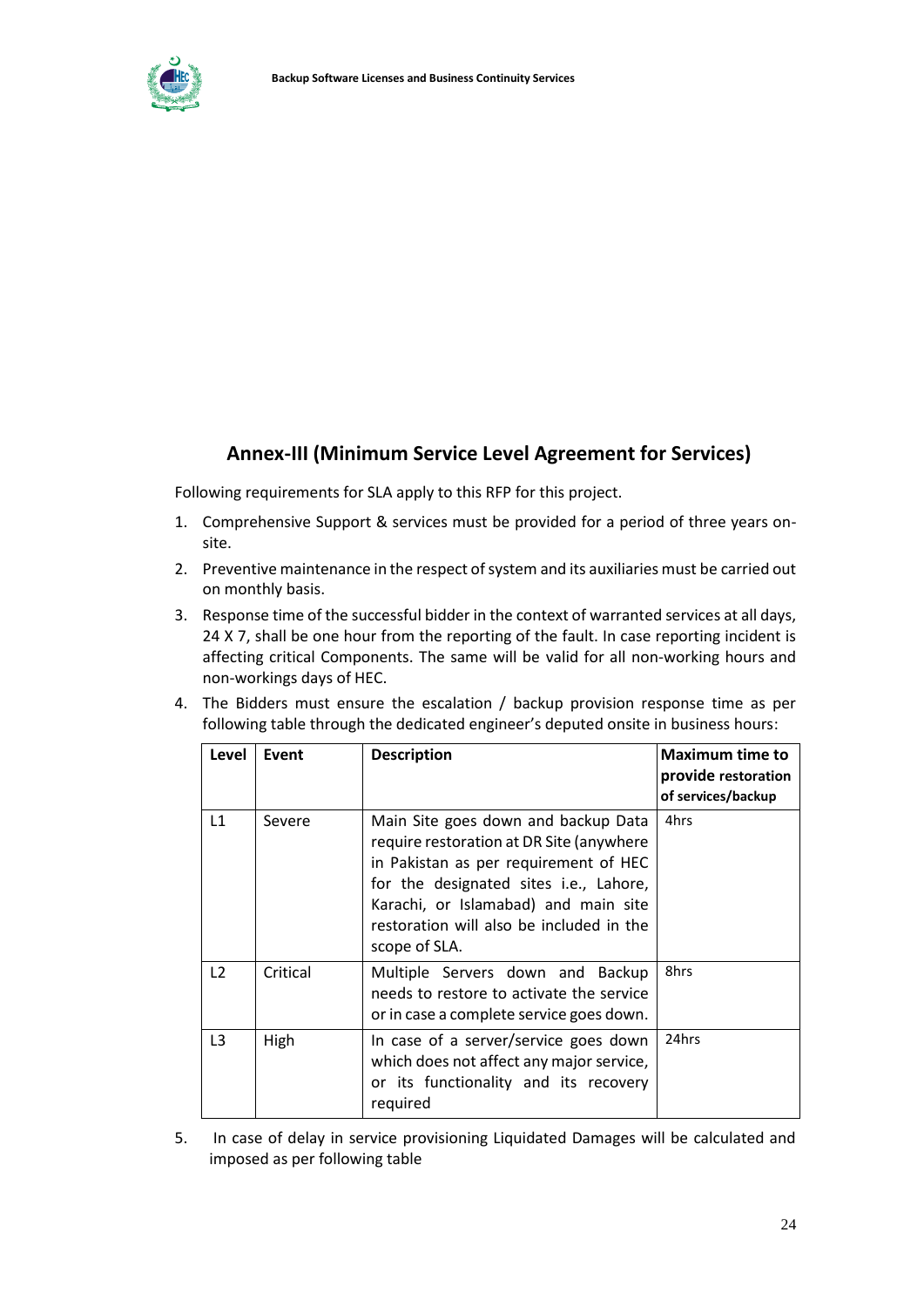## Annex-III (Minimum Service Level Agreement for Services)

Following requirements for SLA apply to this RFP for this project.

1. Comprehensive Support & services must be provided for a period of three years on-site.
2. Preventive maintenance in the respect of system and its auxiliaries must be carried out on monthly basis.
3. Response time of the successful bidder in the context of warranted services at all days, 24 X 7, shall be one hour from the reporting of the fault. In case reporting incident is affecting critical Components. The same will be valid for all non-working hours and non-workings days of HEC.
4. The Bidders must ensure the escalation / backup provision response time as per following table through the dedicated engineer's deputed onsite in business hours:

| Level | Event | Description | Maximum time to provide restoration of services/backup |
|---|---|---|---|
| L1 | Severe | Main Site goes down and backup Data require restoration at DR Site (anywhere in Pakistan as per requirement of HEC for the designated sites i.e., Lahore, Karachi, or Islamabad) and main site restoration will also be included in the scope of SLA. | 4hrs |
| L2 | Critical | Multiple Servers down and Backup needs to restore to activate the service or in case a complete service goes down. | 8hrs |
| L3 | High | In case of a server/service goes down which does not affect any major service, or its functionality and its recovery required | 24hrs |

5. In case of delay in service provisioning Liquidated Damages will be calculated and imposed as per following table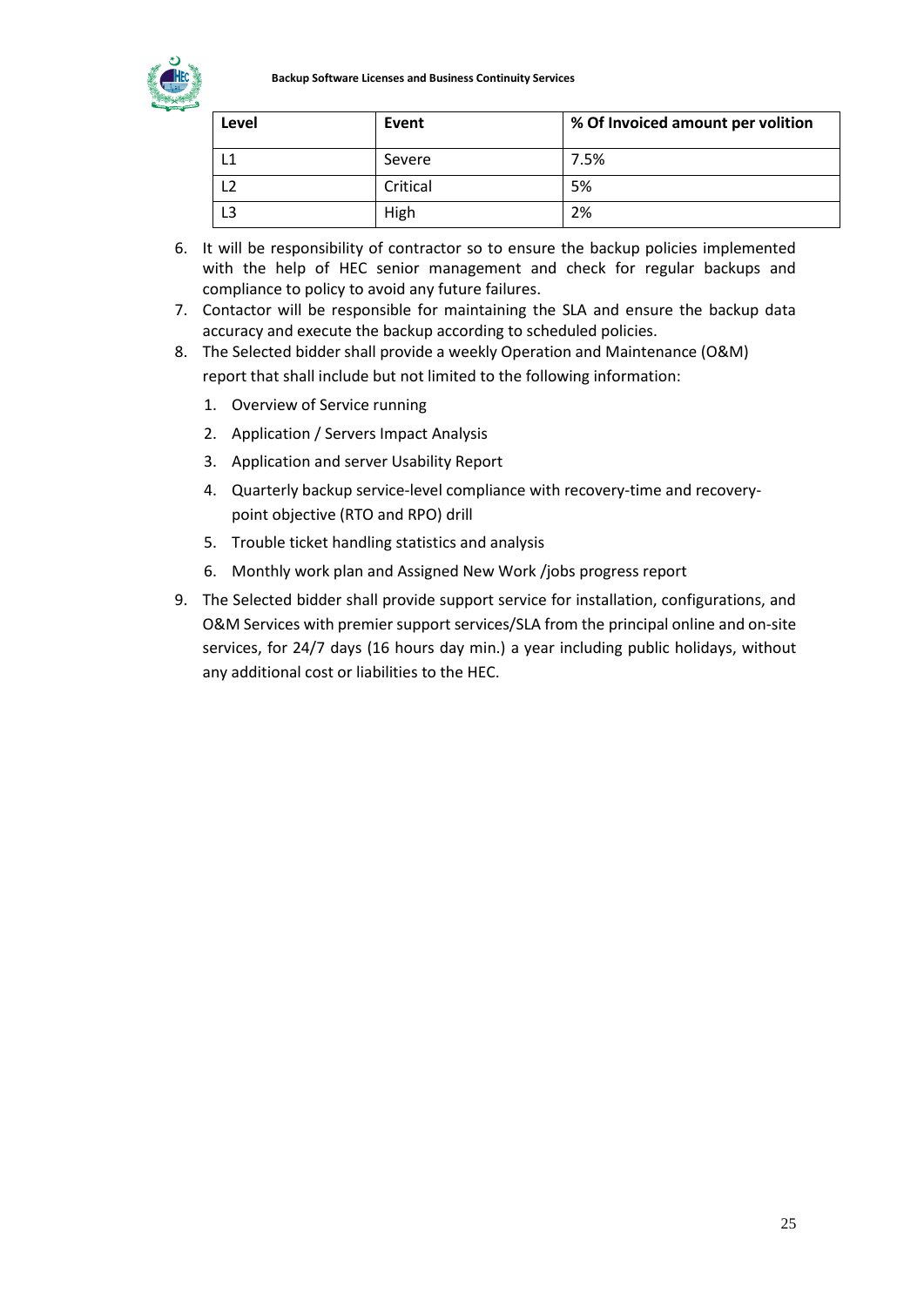| Level | Event | % Of Invoiced amount per volition |
|---|---|---|
| L1 | Severe | 7.5% |
| L2 | Critical | 5% |
| L3 | High | 2% |

6. It will be responsibility of contractor so to ensure the backup policies implemented with the help of HEC senior management and check for regular backups and compliance to policy to avoid any future failures.
7. Contactor will be responsible for maintaining the SLA and ensure the backup data accuracy and execute the backup according to scheduled policies.
8. The Selected bidder shall provide a weekly Operation and Maintenance (O&M) report that shall include but not limited to the following information:
    1. Overview of Service running
    2. Application / Servers Impact Analysis
    3. Application and server Usability Report
    4. Quarterly backup service-level compliance with recovery-time and recovery-point objective (RTO and RPO) drill
    5. Trouble ticket handling statistics and analysis
    6. Monthly work plan and Assigned New Work /jobs progress report
9. The Selected bidder shall provide support service for installation, configurations, and O&M Services with premier support services/SLA from the principal online and on-site services, for 24/7 days (16 hours day min.) a year including public holidays, without any additional cost or liabilities to the HEC.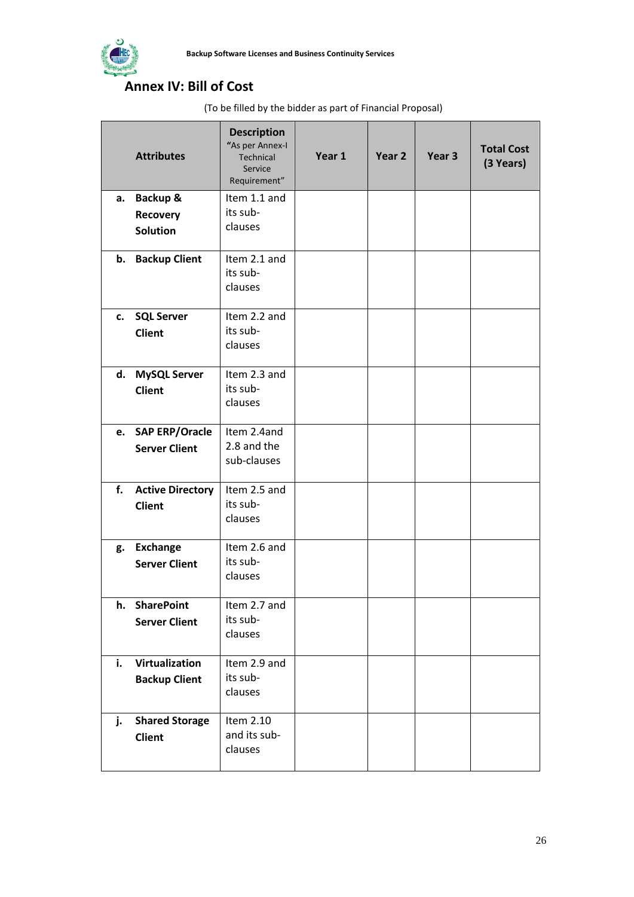## Annex IV: Bill of Cost

(To be filled by the bidder as part of Financial Proposal)

| Attributes | Description "As per Annex-I Technical Service Requirement" | Year 1 | Year 2 | Year 3 | Total Cost (3 Years) |
|---|---|---|---|---|---|
| a. **Backup & Recovery Solution** | Item 1.1 and its sub-clauses | | | | |
| b. **Backup Client** | Item 2.1 and its sub-clauses | | | | |
| c. **SQL Server Client** | Item 2.2 and its sub-clauses | | | | |
| d. **MySQL Server Client** | Item 2.3 and its sub-clauses | | | | |
| e. **SAP ERP/Oracle Server Client** | Item 2.4and 2.8 and the sub-clauses | | | | |
| f. **Active Directory Client** | Item 2.5 and its sub-clauses | | | | |
| g. **Exchange Server Client** | Item 2.6 and its sub-clauses | | | | |
| h. **SharePoint Server Client** | Item 2.7 and its sub-clauses | | | | |
| i. **Virtualization Backup Client** | Item 2.9 and its sub-clauses | | | | |
| j. **Shared Storage Client** | Item 2.10 and its sub-clauses | | | | |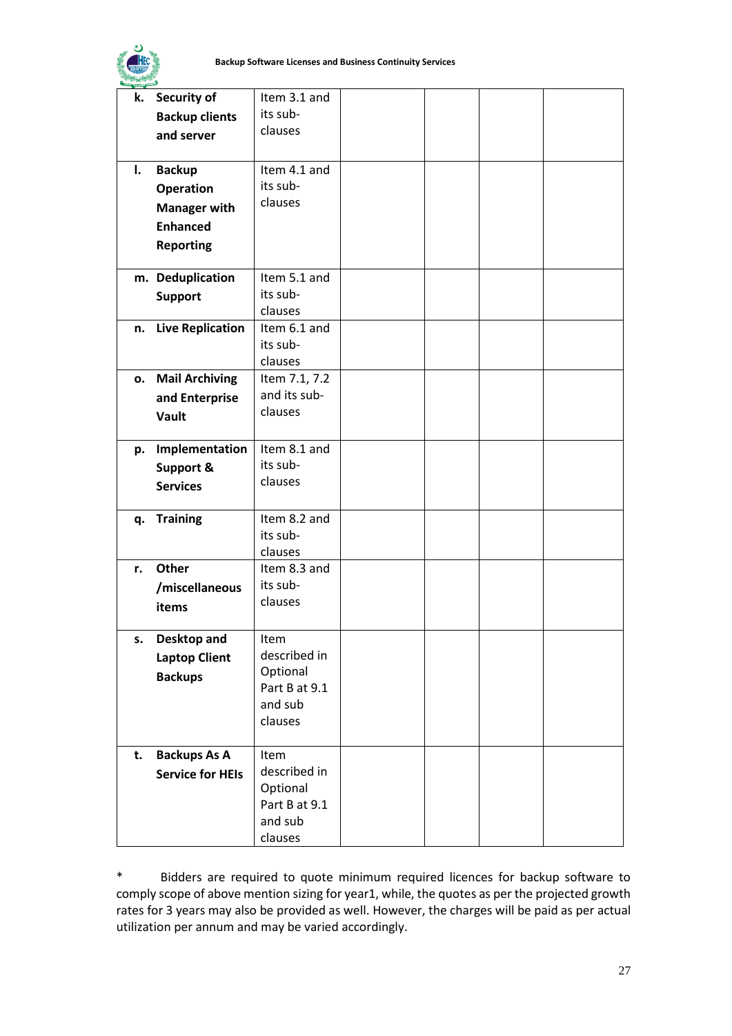| | | | | | |
|---|---|---|---|---|---|
| **k. Security of Backup clients and server** | Item 3.1 and its sub-clauses | | | | |
| **l. Backup Operation Manager with Enhanced Reporting** | Item 4.1 and its sub-clauses | | | | |
| **m. Deduplication Support** | Item 5.1 and its sub-clauses | | | | |
| **n. Live Replication** | Item 6.1 and its sub-clauses | | | | |
| **o. Mail Archiving and Enterprise Vault** | Item 7.1, 7.2 and its sub-clauses | | | | |
| **p. Implementation Support & Services** | Item 8.1 and its sub-clauses | | | | |
| **q. Training** | Item 8.2 and its sub-clauses | | | | |
| **r. Other /miscellaneous items** | Item 8.3 and its sub-clauses | | | | |
| **s. Desktop and Laptop Client Backups** | Item described in Optional Part B at 9.1 and sub clauses | | | | |
| **t. Backups As A Service for HEIs** | Item described in Optional Part B at 9.1 and sub clauses | | | | |

* Bidders are required to quote minimum required licences for backup software to comply scope of above mention sizing for year1, while, the quotes as per the projected growth rates for 3 years may also be provided as well. However, the charges will be paid as per actual utilization per annum and may be varied accordingly.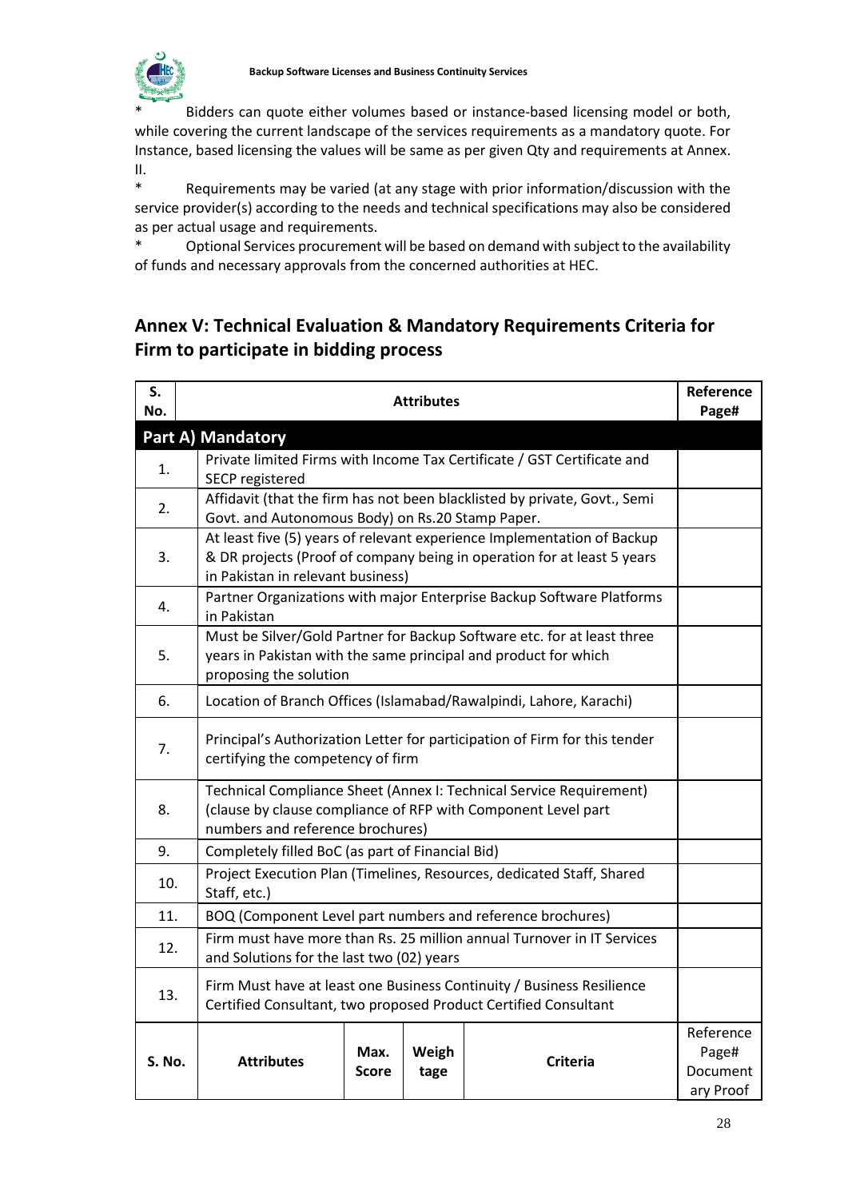* Bidders can quote either volumes based or instance-based licensing model or both, while covering the current landscape of the services requirements as a mandatory quote. For Instance, based licensing the values will be same as per given Qty and requirements at Annex. II.

* Requirements may be varied (at any stage with prior information/discussion with the service provider(s) according to the needs and technical specifications may also be considered as per actual usage and requirements.

* Optional Services procurement will be based on demand with subject to the availability of funds and necessary approvals from the concerned authorities at HEC.

## Annex V: Technical Evaluation & Mandatory Requirements Criteria for Firm to participate in bidding process

| S. No. | Attributes | Reference Page# |
|---|---|---|
| **Part A) Mandatory** | | |
| 1. | Private limited Firms with Income Tax Certificate / GST Certificate and SECP registered | |
| 2. | Affidavit (that the firm has not been blacklisted by private, Govt., Semi Govt. and Autonomous Body) on Rs.20 Stamp Paper. | |
| 3. | At least five (5) years of relevant experience Implementation of Backup & DR projects (Proof of company being in operation for at least 5 years in Pakistan in relevant business) | |
| 4. | Partner Organizations with major Enterprise Backup Software Platforms in Pakistan | |
| 5. | Must be Silver/Gold Partner for Backup Software etc. for at least three years in Pakistan with the same principal and product for which proposing the solution | |
| 6. | Location of Branch Offices (Islamabad/Rawalpindi, Lahore, Karachi) | |
| 7. | Principal's Authorization Letter for participation of Firm for this tender certifying the competency of firm | |
| 8. | Technical Compliance Sheet (Annex I: Technical Service Requirement) (clause by clause compliance of RFP with Component Level part numbers and reference brochures) | |
| 9. | Completely filled BoC (as part of Financial Bid) | |
| 10. | Project Execution Plan (Timelines, Resources, dedicated Staff, Shared Staff, etc.) | |
| 11. | BOQ (Component Level part numbers and reference brochures) | |
| 12. | Firm must have more than Rs. 25 million annual Turnover in IT Services and Solutions for the last two (02) years | |
| 13. | Firm Must have at least one Business Continuity / Business Resilience Certified Consultant, two proposed Product Certified Consultant | |

| S. No. | Attributes | Max. Score | Weightage | Criteria | Reference Page# Documentary Proof |
|---|---|---|---|---|---|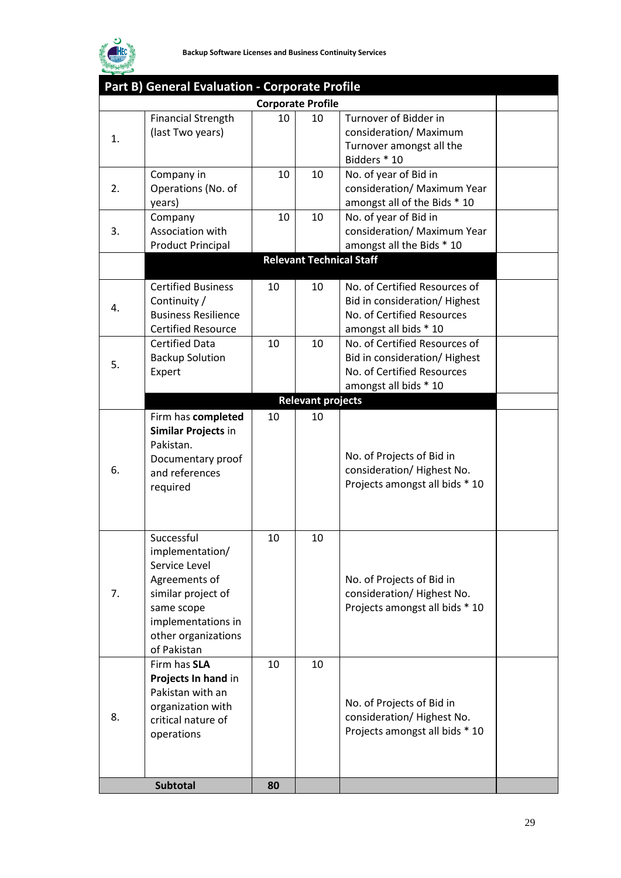## Part B) General Evaluation - Corporate Profile

| | | | | | |
|---|---|---|---|---|---|
| | **Corporate Profile** | | | | |
| 1. | Financial Strength (last Two years) | 10 | 10 | Turnover of Bidder in consideration/ Maximum Turnover amongst all the Bidders * 10 | |
| 2. | Company in Operations (No. of years) | 10 | 10 | No. of year of Bid in consideration/ Maximum Year amongst all of the Bids * 10 | |
| 3. | Company Association with Product Principal | 10 | 10 | No. of year of Bid in consideration/ Maximum Year amongst all the Bids * 10 | |
| | **Relevant Technical Staff** | | | | |
| 4. | Certified Business Continuity / Business Resilience Certified Resource | 10 | 10 | No. of Certified Resources of Bid in consideration/ Highest No. of Certified Resources amongst all bids * 10 | |
| 5. | Certified Data Backup Solution Expert | 10 | 10 | No. of Certified Resources of Bid in consideration/ Highest No. of Certified Resources amongst all bids * 10 | |
| | **Relevant projects** | | | | |
| 6. | Firm has **completed Similar Projects** in Pakistan. Documentary proof and references required | 10 | 10 | No. of Projects of Bid in consideration/ Highest No. Projects amongst all bids * 10 | |
| 7. | Successful implementation/ Service Level Agreements of similar project of same scope implementations in other organizations of Pakistan | 10 | 10 | No. of Projects of Bid in consideration/ Highest No. Projects amongst all bids * 10 | |
| 8. | Firm has **SLA Projects In hand** in Pakistan with an organization with critical nature of operations | 10 | 10 | No. of Projects of Bid in consideration/ Highest No. Projects amongst all bids * 10 | |
| | **Subtotal** | **80** | | | |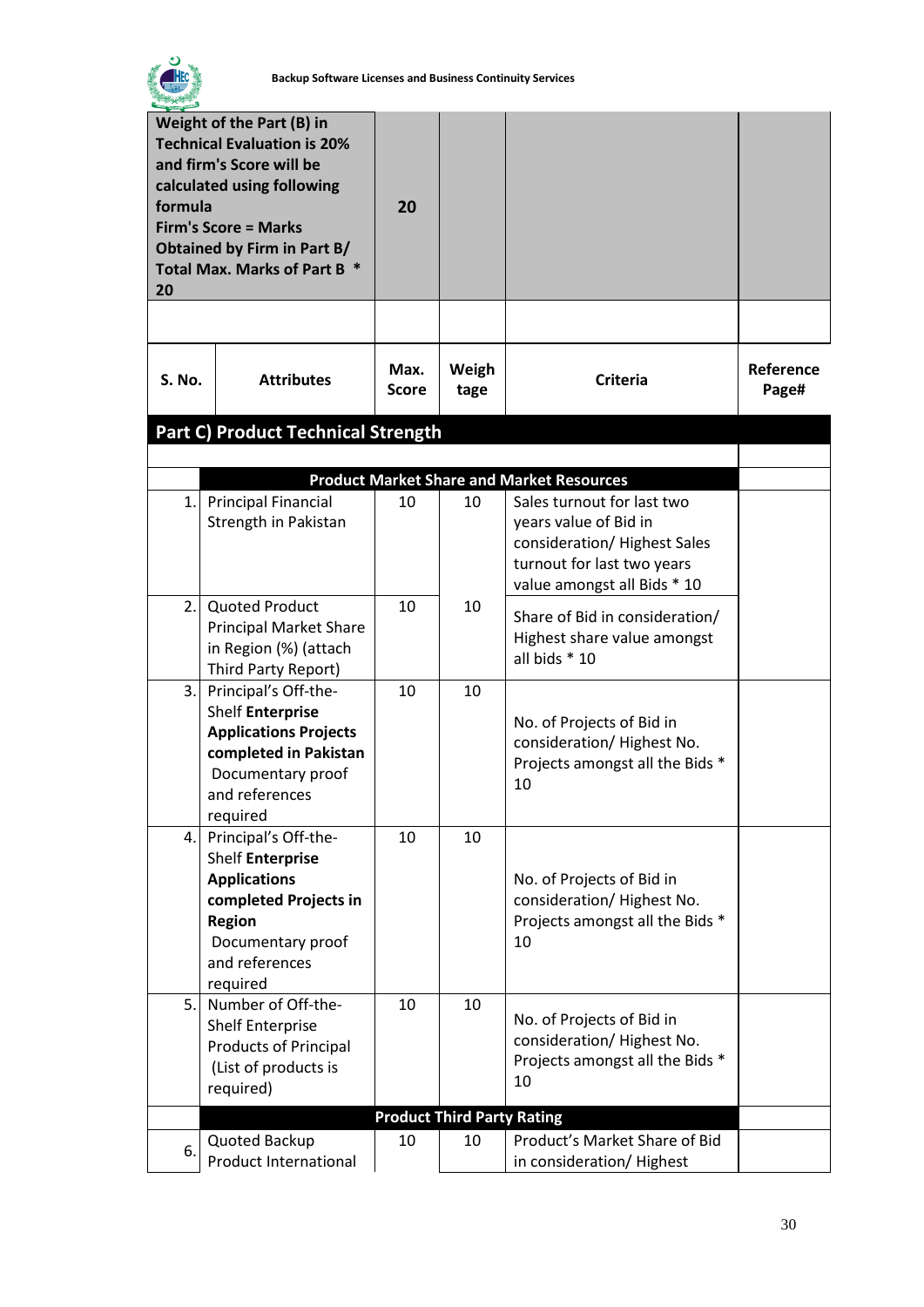| | Weight of the Part (B) in Technical Evaluation is 20% and firm's Score will be calculated using following formula **Firm's Score = Marks Obtained by Firm in Part B/ Total Max. Marks of Part B * 20** | **20** | | | |
|---|---|---|---|---|---|
| | | | | | |
| **S. No.** | **Attributes** | **Max. Score** | **Weigh tage** | **Criteria** | **Reference Page#** |
| **Part C) Product Technical Strength** | | | | | |
| | | | | | |
| | **Product Market Share and Market Resources** | | | | |
| 1. | Principal Financial Strength in Pakistan | 10 | 10 | Sales turnout for last two years value of Bid in consideration/ Highest Sales turnout for last two years value amongst all Bids * 10 | |
| 2. | Quoted Product Principal Market Share in Region (%) (attach Third Party Report) | 10 | 10 | Share of Bid in consideration/ Highest share value amongst all bids * 10 | |
| 3. | Principal's Off-the-Shelf **Enterprise Applications Projects completed in Pakistan** Documentary proof and references required | 10 | 10 | No. of Projects of Bid in consideration/ Highest No. Projects amongst all the Bids * 10 | |
| 4. | Principal's Off-the-Shelf **Enterprise Applications completed Projects in Region** Documentary proof and references required | 10 | 10 | No. of Projects of Bid in consideration/ Highest No. Projects amongst all the Bids * 10 | |
| 5. | Number of Off-the-Shelf Enterprise Products of Principal (List of products is required) | 10 | 10 | No. of Projects of Bid in consideration/ Highest No. Projects amongst all the Bids * 10 | |
| | **Product Third Party Rating** | | | | |
| 6. | Quoted Backup Product International | 10 | 10 | Product's Market Share of Bid in consideration/ Highest | |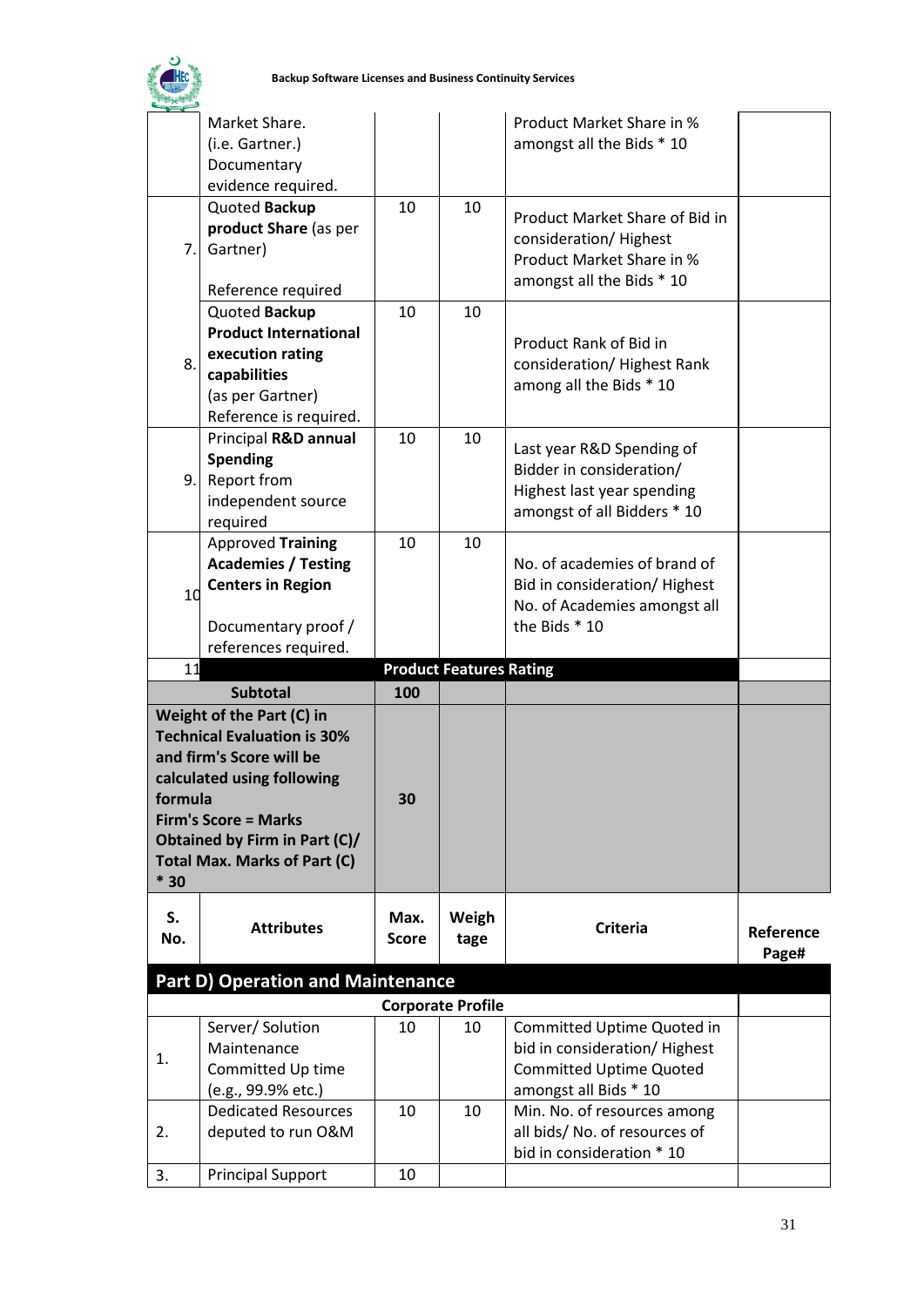| | | | | | |
|---|---|---|---|---|---|
| | Market Share. (i.e. Gartner.) Documentary evidence required. | | | Product Market Share in % amongst all the Bids * 10 | |
| 7. | Quoted **Backup product Share** (as per Gartner)<br><br>Reference required | 10 | 10 | Product Market Share of Bid in consideration/ Highest Product Market Share in % amongst all the Bids * 10 | |
| 8. | Quoted **Backup Product International execution rating capabilities** (as per Gartner) Reference is required. | 10 | 10 | Product Rank of Bid in consideration/ Highest Rank among all the Bids * 10 | |
| 9. | Principal **R&D annual Spending** Report from independent source required | 10 | 10 | Last year R&D Spending of Bidder in consideration/ Highest last year spending amongst of all Bidders * 10 | |
| 10 | Approved **Training Academies / Testing Centers in Region**<br><br>Documentary proof / references required. | 10 | 10 | No. of academies of brand of Bid in consideration/ Highest No. of Academies amongst all the Bids * 10 | |
| 11 | | **Product Features Rating** | | | |
| | **Subtotal** | **100** | | | |
| **Weight of the Part (C) in Technical Evaluation is 30% and firm's Score will be calculated using following formula Firm's Score = Marks Obtained by Firm in Part (C)/ Total Max. Marks of Part (C) * 30** | | **30** | | | |
| **S. No.** | **Attributes** | **Max. Score** | **Weightage** | **Criteria** | **Reference Page#** |
| **Part D) Operation and Maintenance** | | | | | |
| | | **Corporate Profile** | | | |
| 1. | Server/ Solution Maintenance Committed Up time (e.g., 99.9% etc.) | 10 | 10 | Committed Uptime Quoted in bid in consideration/ Highest Committed Uptime Quoted amongst all Bids * 10 | |
| 2. | Dedicated Resources deputed to run O&M | 10 | 10 | Min. No. of resources among all bids/ No. of resources of bid in consideration * 10 | |
| 3. | Principal Support | 10 | | | |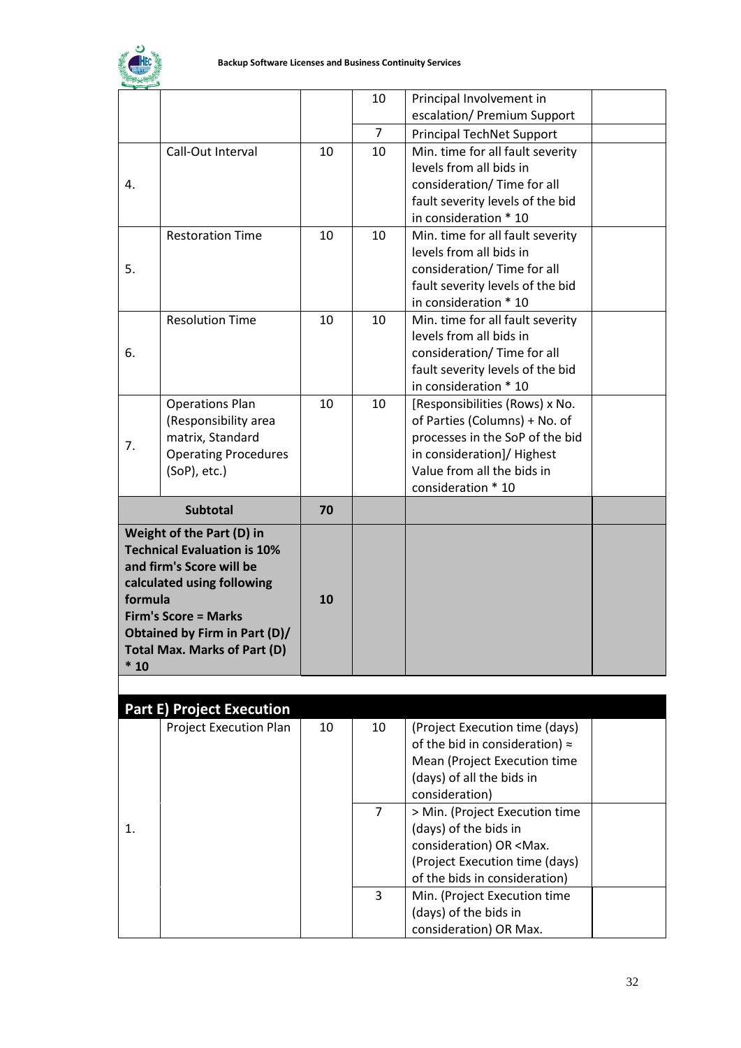| | | | | | |
|---|---|---|---|---|---|
| | | | 10 | Principal Involvement in escalation/ Premium Support | |
| | | | 7 | Principal TechNet Support | |
| 4. | Call-Out Interval | 10 | 10 | Min. time for all fault severity levels from all bids in consideration/ Time for all fault severity levels of the bid in consideration * 10 | |
| 5. | Restoration Time | 10 | 10 | Min. time for all fault severity levels from all bids in consideration/ Time for all fault severity levels of the bid in consideration * 10 | |
| 6. | Resolution Time | 10 | 10 | Min. time for all fault severity levels from all bids in consideration/ Time for all fault severity levels of the bid in consideration * 10 | |
| 7. | Operations Plan (Responsibility area matrix, Standard Operating Procedures (SoP), etc.) | 10 | 10 | [Responsibilities (Rows) x No. of Parties (Columns) + No. of processes in the SoP of the bid in consideration]/ Highest Value from all the bids in consideration * 10 | |
| **Subtotal** | | **70** | | | |
| **Weight of the Part (D) in Technical Evaluation is 10% and firm's Score will be calculated using following formula Firm's Score = Marks Obtained by Firm in Part (D)/ Total Max. Marks of Part (D) * 10** | | **10** | | | |

**Part E) Project Execution**

| | | | | | |
|---|---|---|---|---|---|
| 1. | Project Execution Plan | 10 | 10 | (Project Execution time (days) of the bid in consideration) ≈ Mean (Project Execution time (days) of all the bids in consideration) | |
| | | | 7 | > Min. (Project Execution time (days) of the bids in consideration) OR <Max. (Project Execution time (days) of the bids in consideration) | |
| | | | 3 | Min. (Project Execution time (days) of the bids in consideration) OR Max. | |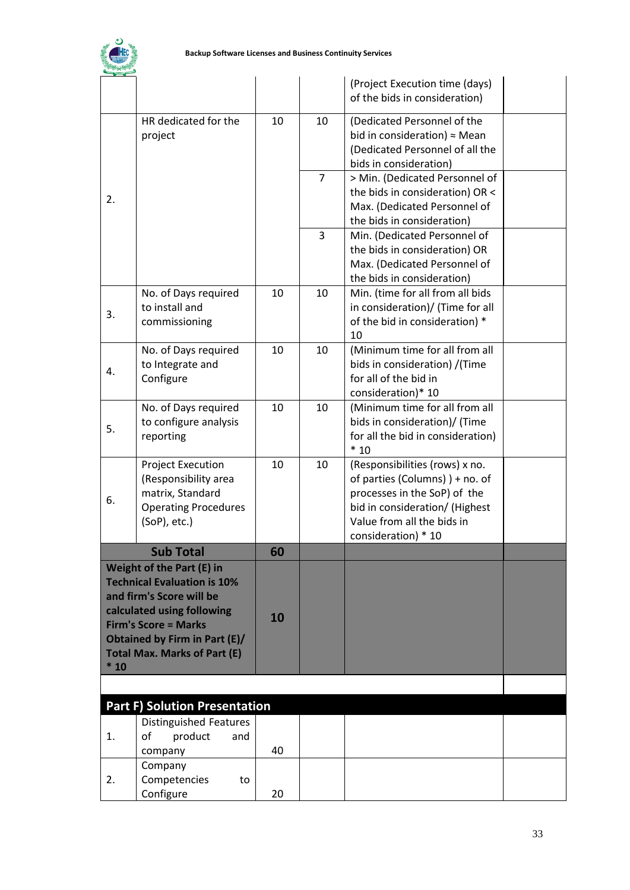| | | | | | |
|---|---|---|---|---|---|
| | | | | (Project Execution time (days) of the bids in consideration) | |
| 2. | HR dedicated for the project | 10 | 10 | (Dedicated Personnel of the bid in consideration) ≈ Mean (Dedicated Personnel of all the bids in consideration) | |
| | | | 7 | > Min. (Dedicated Personnel of the bids in consideration) OR < Max. (Dedicated Personnel of the bids in consideration) | |
| | | | 3 | Min. (Dedicated Personnel of the bids in consideration) OR Max. (Dedicated Personnel of the bids in consideration) | |
| 3. | No. of Days required to install and commissioning | 10 | 10 | Min. (time for all from all bids in consideration)/ (Time for all of the bid in consideration) * 10 | |
| 4. | No. of Days required to Integrate and Configure | 10 | 10 | (Minimum time for all from all bids in consideration) /(Time for all of the bid in consideration)* 10 | |
| 5. | No. of Days required to configure analysis reporting | 10 | 10 | (Minimum time for all from all bids in consideration)/ (Time for all the bid in consideration) * 10 | |
| 6. | Project Execution (Responsibility area matrix, Standard Operating Procedures (SoP), etc.) | 10 | 10 | (Responsibilities (rows) x no. of parties (Columns) ) + no. of processes in the SoP) of the bid in consideration/ (Highest Value from all the bids in consideration) * 10 | |
| **Sub Total** | | **60** | | | |
| **Weight of the Part (E) in Technical Evaluation is 10% and firm's Score will be calculated using following Firm's Score = Marks Obtained by Firm in Part (E)/ Total Max. Marks of Part (E) * 10** | | **10** | | | |
| | | | | | |
| **Part F) Solution Presentation** | | | | | |
| 1. | Distinguished Features of product and company | 40 | | | |
| 2. | Company Competencies to Configure | 20 | | | |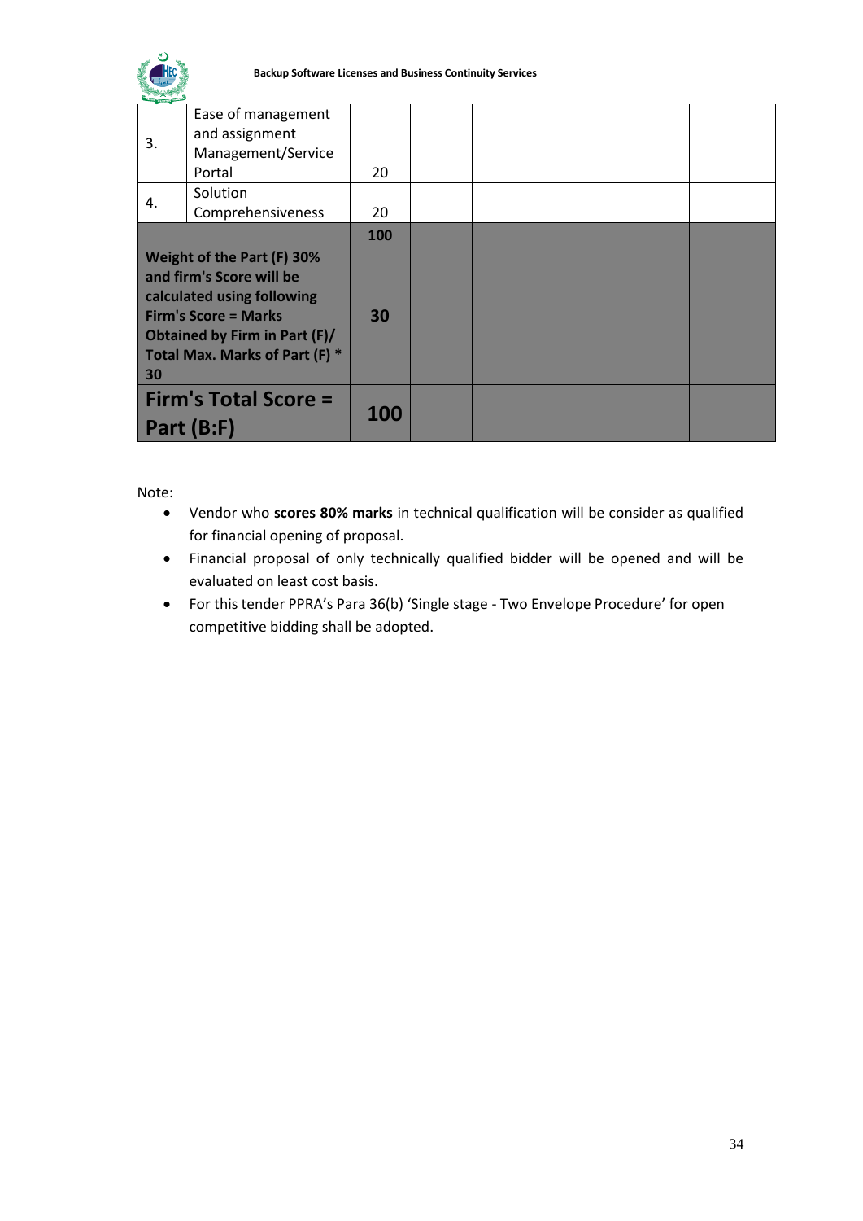| | | | | | |
|---|---|---|---|---|---|
| 3. | Ease of management and assignment Management/Service Portal | 20 | | | |
| 4. | Solution Comprehensiveness | 20 | | | |
| | | **100** | | | |
| **Weight of the Part (F) 30% and firm's Score will be calculated using following Firm's Score = Marks Obtained by Firm in Part (F)/ Total Max. Marks of Part (F) * 30** | | **30** | | | |
| **Firm's Total Score = Part (B:F)** | | **100** | | | |

Note:

- Vendor who **scores 80% marks** in technical qualification will be consider as qualified for financial opening of proposal.
- Financial proposal of only technically qualified bidder will be opened and will be evaluated on least cost basis.
- For this tender PPRA's Para 36(b) 'Single stage - Two Envelope Procedure' for open competitive bidding shall be adopted.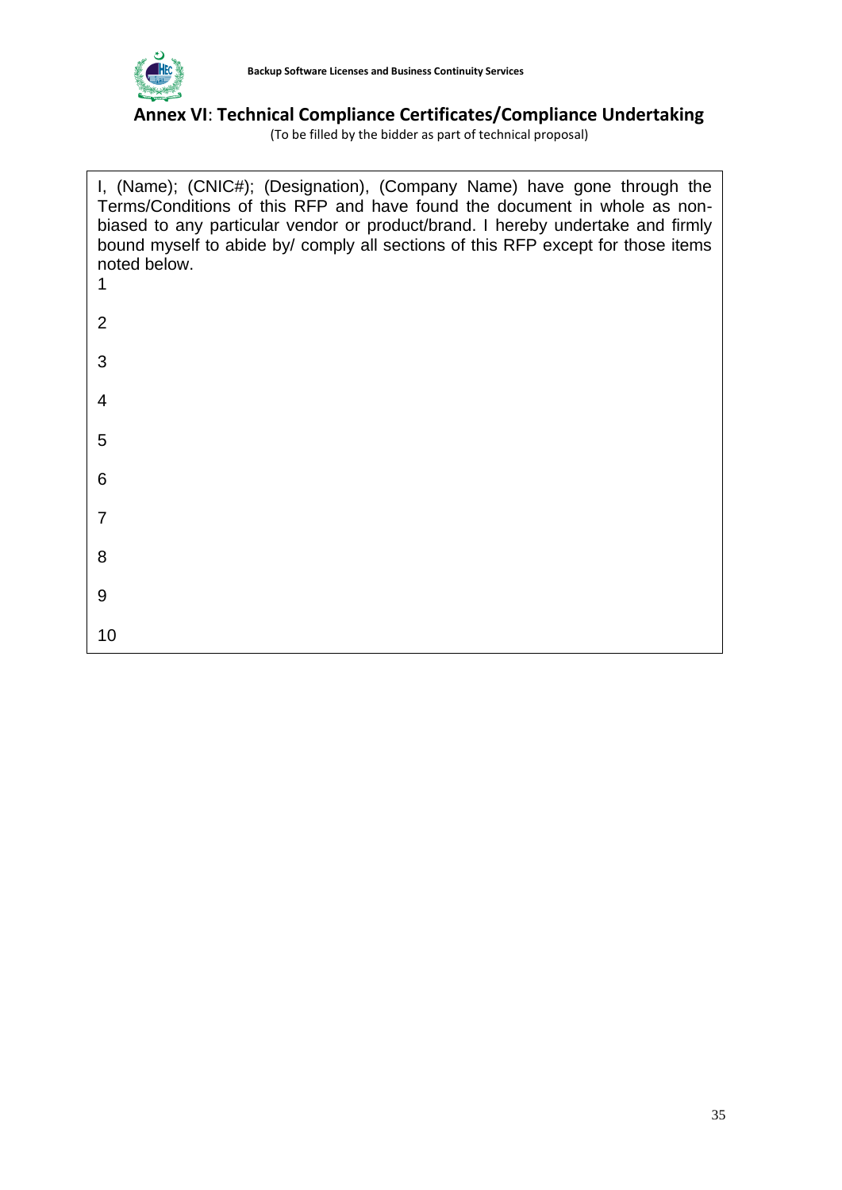## Annex VI: Technical Compliance Certificates/Compliance Undertaking

(To be filled by the bidder as part of technical proposal)

I, (Name); (CNIC#); (Designation), (Company Name) have gone through the Terms/Conditions of this RFP and have found the document in whole as non-biased to any particular vendor or product/brand. I hereby undertake and firmly bound myself to abide by/ comply all sections of this RFP except for those items noted below.

1

2

3

4

5

6

7

8

9

10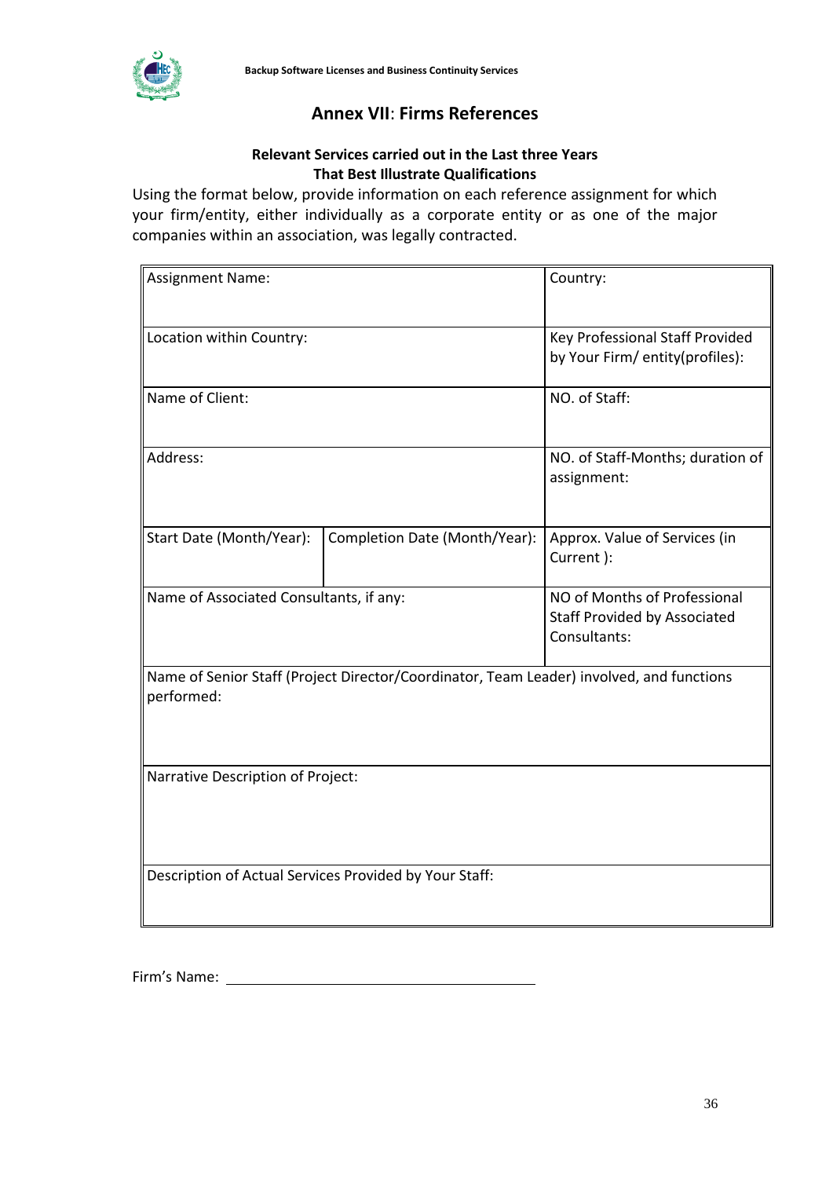# Annex VII: Firms References

**Relevant Services carried out in the Last three Years**
**That Best Illustrate Qualifications**

Using the format below, provide information on each reference assignment for which your firm/entity, either individually as a corporate entity or as one of the major companies within an association, was legally contracted.

| Assignment Name: | | Country: |
|---|---|---|
| Location within Country: | | Key Professional Staff Provided by Your Firm/ entity(profiles): |
| Name of Client: | | NO. of Staff: |
| Address: | | NO. of Staff-Months; duration of assignment: |
| Start Date (Month/Year): | Completion Date (Month/Year): | Approx. Value of Services (in Current ): |
| Name of Associated Consultants, if any: | | NO of Months of Professional Staff Provided by Associated Consultants: |
| Name of Senior Staff (Project Director/Coordinator, Team Leader) involved, and functions performed: | | |
| Narrative Description of Project: | | |
| Description of Actual Services Provided by Your Staff: | | |

Firm's Name: ________________________________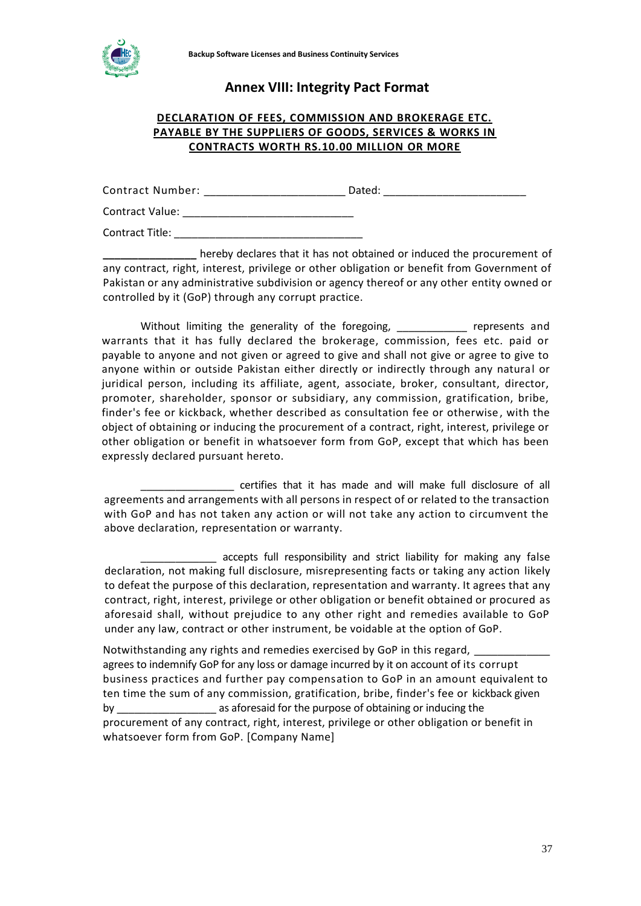# Annex VIII: Integrity Pact Format

**DECLARATION OF FEES, COMMISSION AND BROKERAGE ETC. PAYABLE BY THE SUPPLIERS OF GOODS, SERVICES & WORKS IN CONTRACTS WORTH RS.10.00 MILLION OR MORE**

Contract Number: ______________________ Dated: ______________________

Contract Value: ___________________________

Contract Title: ______________________________

_______________ hereby declares that it has not obtained or induced the procurement of any contract, right, interest, privilege or other obligation or benefit from Government of Pakistan or any administrative subdivision or agency thereof or any other entity owned or controlled by it (GoP) through any corrupt practice.

Without limiting the generality of the foregoing, ___________ represents and warrants that it has fully declared the brokerage, commission, fees etc. paid or payable to anyone and not given or agreed to give and shall not give or agree to give to anyone within or outside Pakistan either directly or indirectly through any natural or juridical person, including its affiliate, agent, associate, broker, consultant, director, promoter, shareholder, sponsor or subsidiary, any commission, gratification, bribe, finder's fee or kickback, whether described as consultation fee or otherwise, with the object of obtaining or inducing the procurement of a contract, right, interest, privilege or other obligation or benefit in whatsoever form from GoP, except that which has been expressly declared pursuant hereto.

_______________ certifies that it has made and will make full disclosure of all agreements and arrangements with all persons in respect of or related to the transaction with GoP and has not taken any action or will not take any action to circumvent the above declaration, representation or warranty.

____________ accepts full responsibility and strict liability for making any false declaration, not making full disclosure, misrepresenting facts or taking any action likely to defeat the purpose of this declaration, representation and warranty. It agrees that any contract, right, interest, privilege or other obligation or benefit obtained or procured as aforesaid shall, without prejudice to any other right and remedies available to GoP under any law, contract or other instrument, be voidable at the option of GoP.

Notwithstanding any rights and remedies exercised by GoP in this regard, ____________ agrees to indemnify GoP for any loss or damage incurred by it on account of its corrupt business practices and further pay compensation to GoP in an amount equivalent to ten time the sum of any commission, gratification, bribe, finder's fee or kickback given by ________________ as aforesaid for the purpose of obtaining or inducing the procurement of any contract, right, interest, privilege or other obligation or benefit in whatsoever form from GoP. [Company Name]